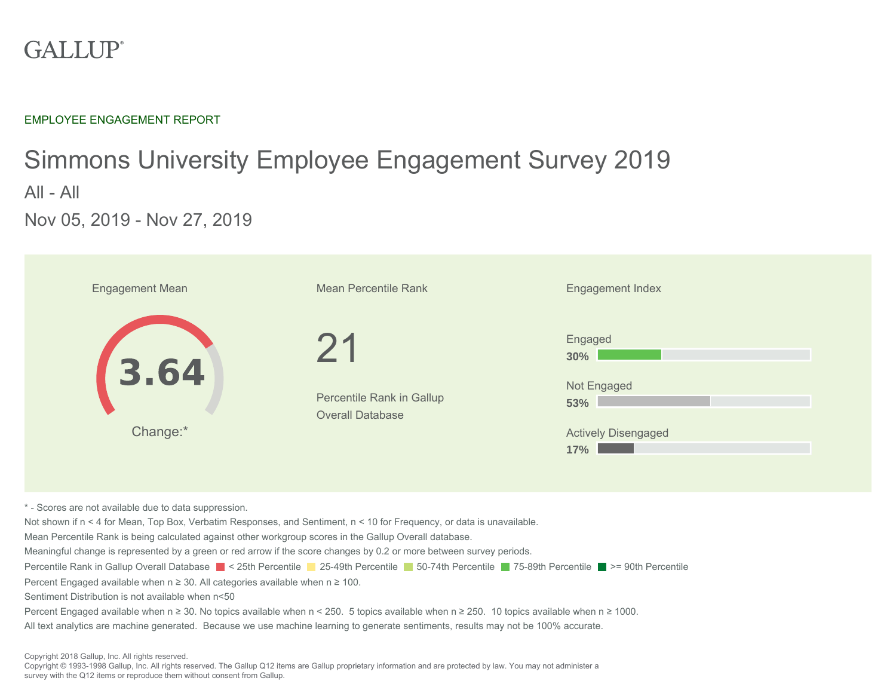GALLUP®

EMPLOYEE ENGAGEMENT REPORT

# Simmons University Employee Engagement Survey 2019

All - All

Nov 05, 2019 - Nov 27, 2019

**Engagement Mean**

**3.64**

Change:*

**Mean Percentile Rank**

21

Percentile Rank in Gallup Overall Database

**Engagement Index**

| Category | Percent |
| --- | --- |
| Engaged | **30%** |
| Not Engaged | **53%** |
| Actively Disengaged | **17%** |

* - Scores are not available due to data suppression.

Not shown if n < 4 for Mean, Top Box, Verbatim Responses, and Sentiment, n < 10 for Frequency, or data is unavailable.

Mean Percentile Rank is being calculated against other workgroup scores in the Gallup Overall database.

Meaningful change is represented by a green or red arrow if the score changes by 0.2 or more between survey periods.

Percentile Rank in Gallup Overall Database: < 25th Percentile, 25-49th Percentile, 50-74th Percentile, 75-89th Percentile, >= 90th Percentile

Percent Engaged available when n ≥ 30. All categories available when n ≥ 100.

Sentiment Distribution is not available when n<50

Percent Engaged available when n ≥ 30. No topics available when n < 250. 5 topics available when n ≥ 250. 10 topics available when n ≥ 1000.

All text analytics are machine generated. Because we use machine learning to generate sentiments, results may not be 100% accurate.

Copyright 2018 Gallup, Inc. All rights reserved.
Copyright © 1993-1998 Gallup, Inc. All rights reserved. The Gallup Q12 items are Gallup proprietary information and are protected by law. You may not administer a survey with the Q12 items or reproduce them without consent from Gallup.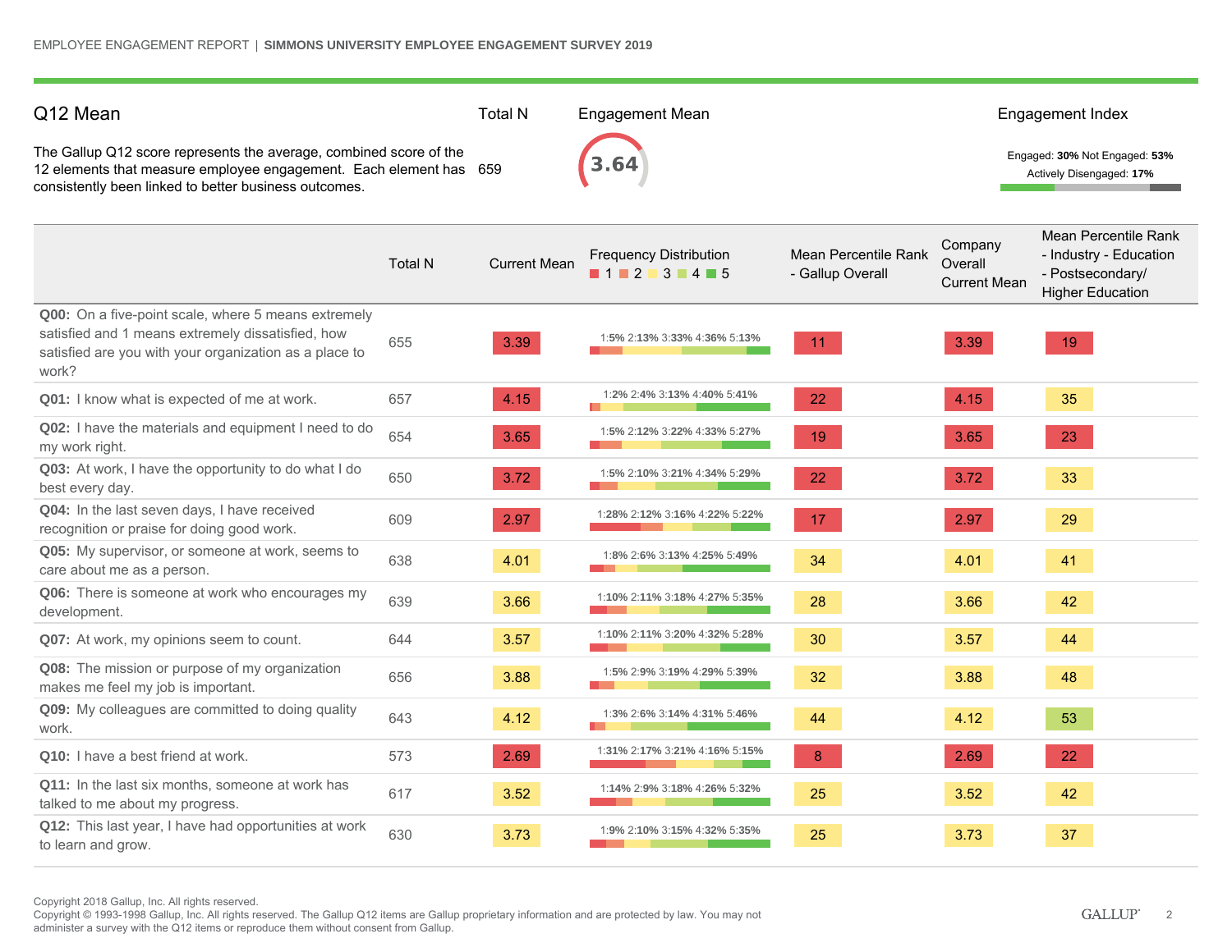## Q12 Mean

The Gallup Q12 score represents the average, combined score of the 12 elements that measure employee engagement. Each element has consistently been linked to better business outcomes.

**Total N**

659

**Engagement Mean**

3.64

**Engagement Index**

Engaged: **30%** Not Engaged: **53%**
Actively Disengaged: **17%**

| | Total N | Current Mean | Frequency Distribution (1, 2, 3, 4, 5) | Mean Percentile Rank - Gallup Overall | Company Overall Current Mean | Mean Percentile Rank - Industry - Education - Postsecondary/ Higher Education |
|---|---|---|---|---|---|---|
| **Q00:** On a five-point scale, where 5 means extremely satisfied and 1 means extremely dissatisfied, how satisfied are you with your organization as a place to work? | 655 | 3.39 | 1:**5%** 2:**13%** 3:**33%** 4:**36%** 5:**13%** | 11 | 3.39 | 19 |
| **Q01:** I know what is expected of me at work. | 657 | 4.15 | 1:**2%** 2:**4%** 3:**13%** 4:**40%** 5:**41%** | 22 | 4.15 | 35 |
| **Q02:** I have the materials and equipment I need to do my work right. | 654 | 3.65 | 1:**5%** 2:**12%** 3:**22%** 4:**33%** 5:**27%** | 19 | 3.65 | 23 |
| **Q03:** At work, I have the opportunity to do what I do best every day. | 650 | 3.72 | 1:**5%** 2:**10%** 3:**21%** 4:**34%** 5:**29%** | 22 | 3.72 | 33 |
| **Q04:** In the last seven days, I have received recognition or praise for doing good work. | 609 | 2.97 | 1:**28%** 2:**12%** 3:**16%** 4:**22%** 5:**22%** | 17 | 2.97 | 29 |
| **Q05:** My supervisor, or someone at work, seems to care about me as a person. | 638 | 4.01 | 1:**8%** 2:**6%** 3:**13%** 4:**25%** 5:**49%** | 34 | 4.01 | 41 |
| **Q06:** There is someone at work who encourages my development. | 639 | 3.66 | 1:**10%** 2:**11%** 3:**18%** 4:**27%** 5:**35%** | 28 | 3.66 | 42 |
| **Q07:** At work, my opinions seem to count. | 644 | 3.57 | 1:**10%** 2:**11%** 3:**20%** 4:**32%** 5:**28%** | 30 | 3.57 | 44 |
| **Q08:** The mission or purpose of my organization makes me feel my job is important. | 656 | 3.88 | 1:**5%** 2:**9%** 3:**19%** 4:**29%** 5:**39%** | 32 | 3.88 | 48 |
| **Q09:** My colleagues are committed to doing quality work. | 643 | 4.12 | 1:**3%** 2:**6%** 3:**14%** 4:**31%** 5:**46%** | 44 | 4.12 | 53 |
| **Q10:** I have a best friend at work. | 573 | 2.69 | 1:**31%** 2:**17%** 3:**21%** 4:**16%** 5:**15%** | 8 | 2.69 | 22 |
| **Q11:** In the last six months, someone at work has talked to me about my progress. | 617 | 3.52 | 1:**14%** 2:**9%** 3:**18%** 4:**26%** 5:**32%** | 25 | 3.52 | 42 |
| **Q12:** This last year, I have had opportunities at work to learn and grow. | 630 | 3.73 | 1:**9%** 2:**10%** 3:**15%** 4:**32%** 5:**35%** | 25 | 3.73 | 37 |

Copyright 2018 Gallup, Inc. All rights reserved.
Copyright © 1993-1998 Gallup, Inc. All rights reserved. The Gallup Q12 items are Gallup proprietary information and are protected by law. You may not administer a survey with the Q12 items or reproduce them without consent from Gallup.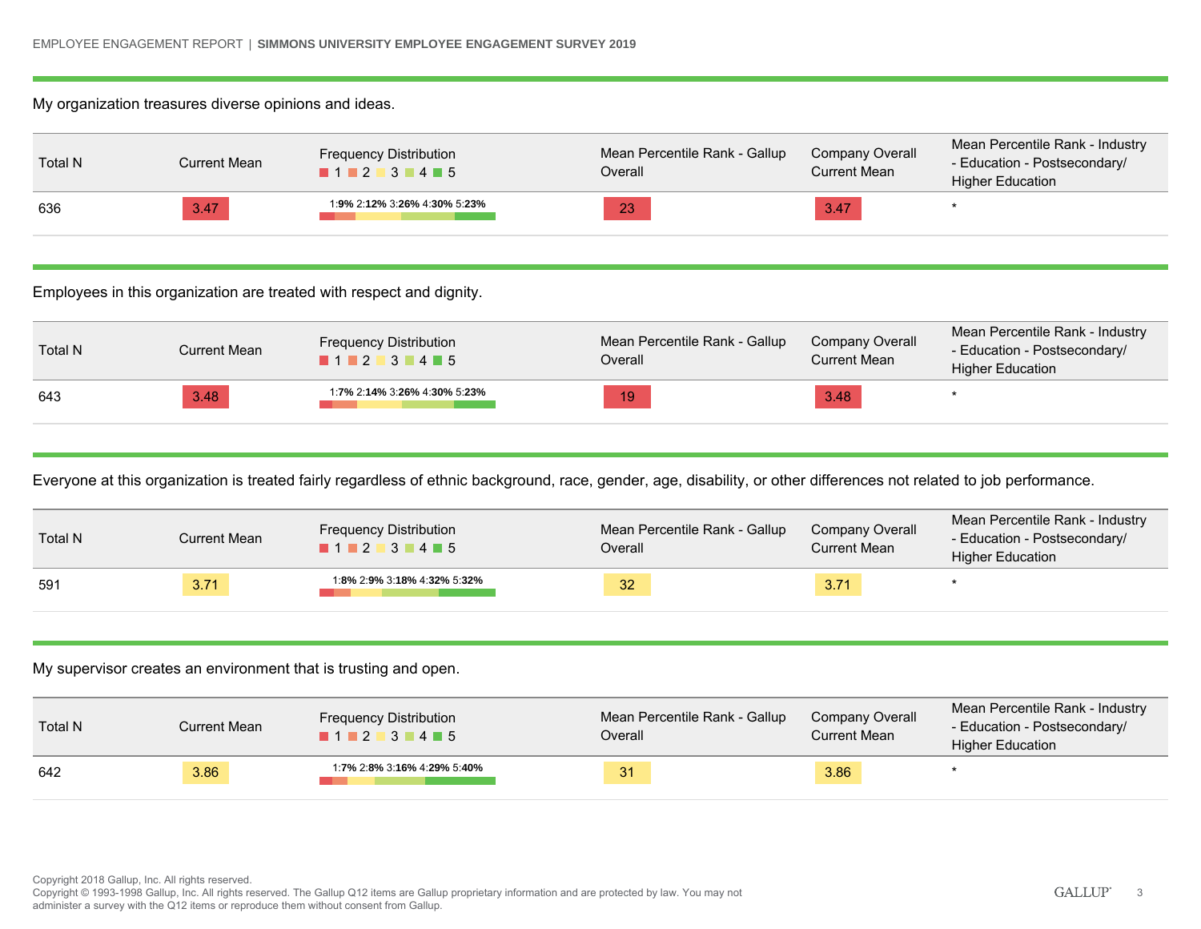My organization treasures diverse opinions and ideas.

| Total N | Current Mean | Frequency Distribution (1 / 2 / 3 / 4 / 5) | Mean Percentile Rank - Gallup Overall | Company Overall Current Mean | Mean Percentile Rank - Industry - Education - Postsecondary/ Higher Education |
|---|---|---|---|---|---|
| 636 | 3.47 | 1:9% 2:12% 3:26% 4:30% 5:23% | 23 | 3.47 | * |

Employees in this organization are treated with respect and dignity.

| Total N | Current Mean | Frequency Distribution (1 / 2 / 3 / 4 / 5) | Mean Percentile Rank - Gallup Overall | Company Overall Current Mean | Mean Percentile Rank - Industry - Education - Postsecondary/ Higher Education |
|---|---|---|---|---|---|
| 643 | 3.48 | 1:7% 2:14% 3:26% 4:30% 5:23% | 19 | 3.48 | * |

Everyone at this organization is treated fairly regardless of ethnic background, race, gender, age, disability, or other differences not related to job performance.

| Total N | Current Mean | Frequency Distribution (1 / 2 / 3 / 4 / 5) | Mean Percentile Rank - Gallup Overall | Company Overall Current Mean | Mean Percentile Rank - Industry - Education - Postsecondary/ Higher Education |
|---|---|---|---|---|---|
| 591 | 3.71 | 1:8% 2:9% 3:18% 4:32% 5:32% | 32 | 3.71 | * |

My supervisor creates an environment that is trusting and open.

| Total N | Current Mean | Frequency Distribution (1 / 2 / 3 / 4 / 5) | Mean Percentile Rank - Gallup Overall | Company Overall Current Mean | Mean Percentile Rank - Industry - Education - Postsecondary/ Higher Education |
|---|---|---|---|---|---|
| 642 | 3.86 | 1:7% 2:8% 3:16% 4:29% 5:40% | 31 | 3.86 | * |

Copyright 2018 Gallup, Inc. All rights reserved.
Copyright © 1993-1998 Gallup, Inc. All rights reserved. The Gallup Q12 items are Gallup proprietary information and are protected by law. You may not administer a survey with the Q12 items or reproduce them without consent from Gallup.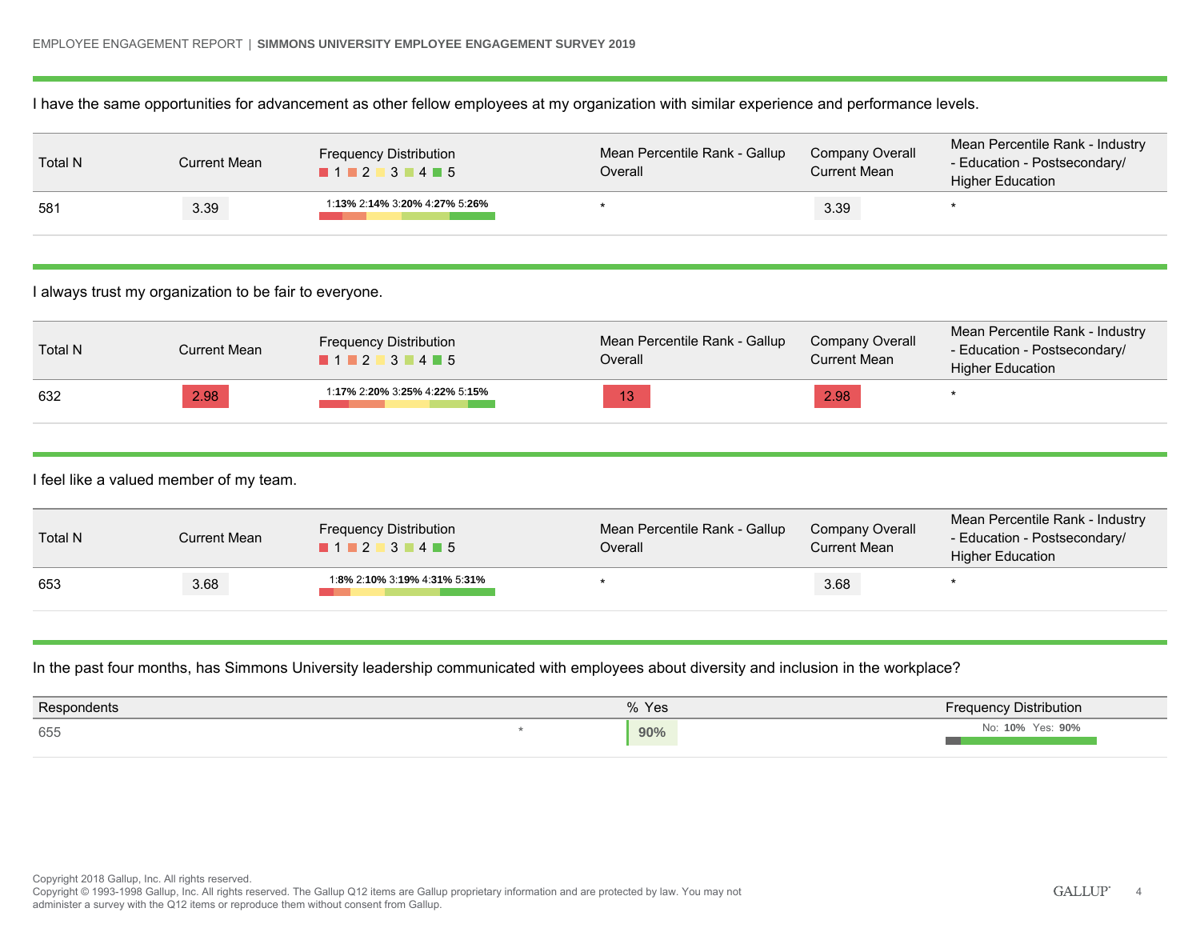I have the same opportunities for advancement as other fellow employees at my organization with similar experience and performance levels.

| Total N | Current Mean | Frequency Distribution (1, 2, 3, 4, 5) | Mean Percentile Rank - Gallup Overall | Company Overall Current Mean | Mean Percentile Rank - Industry - Education - Postsecondary/ Higher Education |
|---|---|---|---|---|---|
| 581 | 3.39 | 1:13% 2:14% 3:20% 4:27% 5:26% | * | 3.39 | * |

I always trust my organization to be fair to everyone.

| Total N | Current Mean | Frequency Distribution (1, 2, 3, 4, 5) | Mean Percentile Rank - Gallup Overall | Company Overall Current Mean | Mean Percentile Rank - Industry - Education - Postsecondary/ Higher Education |
|---|---|---|---|---|---|
| 632 | 2.98 | 1:17% 2:20% 3:25% 4:22% 5:15% | 13 | 2.98 | * |

I feel like a valued member of my team.

| Total N | Current Mean | Frequency Distribution (1, 2, 3, 4, 5) | Mean Percentile Rank - Gallup Overall | Company Overall Current Mean | Mean Percentile Rank - Industry - Education - Postsecondary/ Higher Education |
|---|---|---|---|---|---|
| 653 | 3.68 | 1:8% 2:10% 3:19% 4:31% 5:31% | * | 3.68 | * |

In the past four months, has Simmons University leadership communicated with employees about diversity and inclusion in the workplace?

| Respondents | | % Yes | Frequency Distribution |
|---|---|---|---|
| 655 | * | 90% | No: 10% Yes: 90% |

Copyright 2018 Gallup, Inc. All rights reserved.
Copyright © 1993-1998 Gallup, Inc. All rights reserved. The Gallup Q12 items are Gallup proprietary information and are protected by law. You may not administer a survey with the Q12 items or reproduce them without consent from Gallup.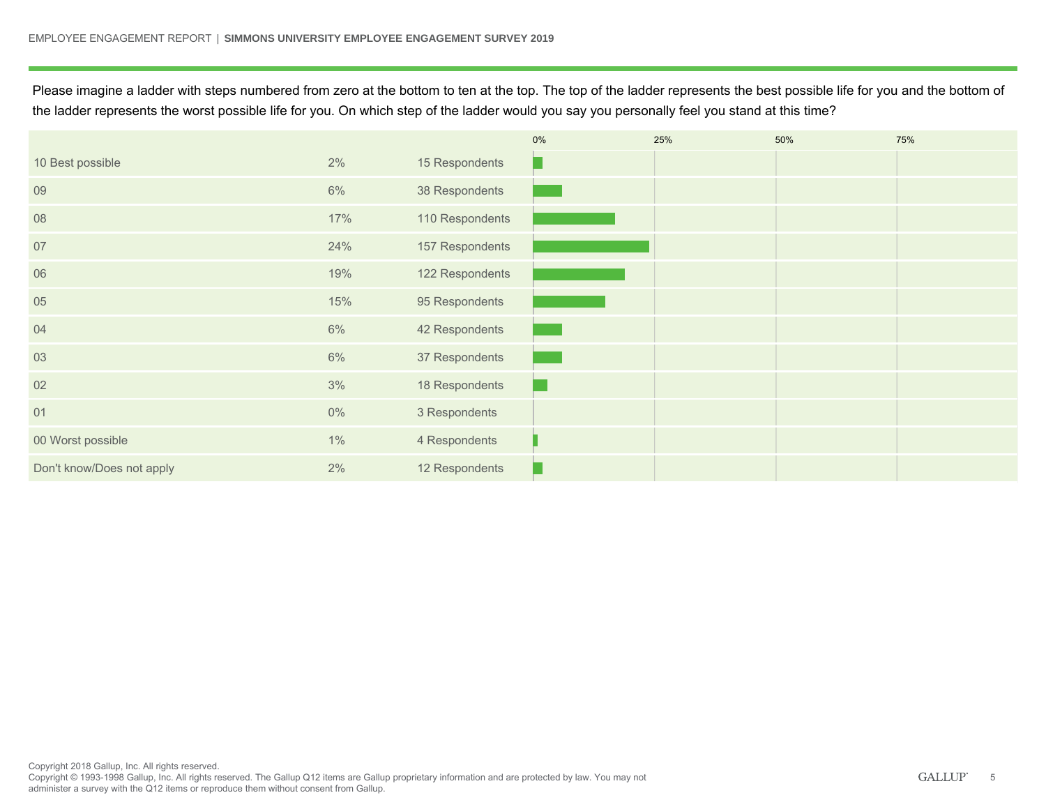Please imagine a ladder with steps numbered from zero at the bottom to ten at the top. The top of the ladder represents the best possible life for you and the bottom of the ladder represents the worst possible life for you. On which step of the ladder would you say you personally feel you stand at this time?

| Response | % | Respondents |
|---|---|---|
| 10 Best possible | 2% | 15 Respondents |
| 09 | 6% | 38 Respondents |
| 08 | 17% | 110 Respondents |
| 07 | 24% | 157 Respondents |
| 06 | 19% | 122 Respondents |
| 05 | 15% | 95 Respondents |
| 04 | 6% | 42 Respondents |
| 03 | 6% | 37 Respondents |
| 02 | 3% | 18 Respondents |
| 01 | 0% | 3 Respondents |
| 00 Worst possible | 1% | 4 Respondents |
| Don't know/Does not apply | 2% | 12 Respondents |

Copyright 2018 Gallup, Inc. All rights reserved.
Copyright © 1993-1998 Gallup, Inc. All rights reserved. The Gallup Q12 items are Gallup proprietary information and are protected by law. You may not administer a survey with the Q12 items or reproduce them without consent from Gallup.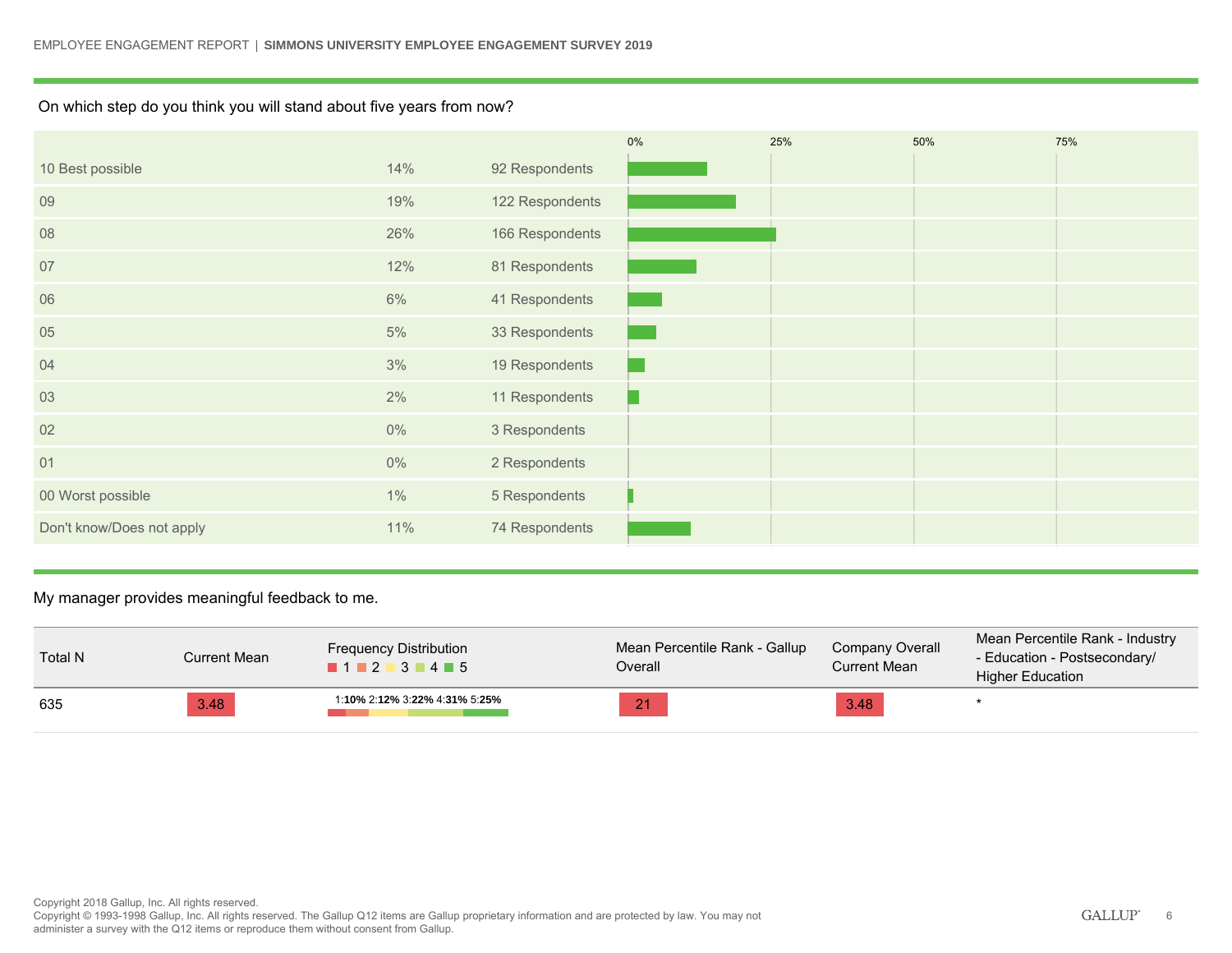On which step do you think you will stand about five years from now?

| | | |
|---|---|---|
| 10 Best possible | 14% | 92 Respondents |
| 09 | 19% | 122 Respondents |
| 08 | 26% | 166 Respondents |
| 07 | 12% | 81 Respondents |
| 06 | 6% | 41 Respondents |
| 05 | 5% | 33 Respondents |
| 04 | 3% | 19 Respondents |
| 03 | 2% | 11 Respondents |
| 02 | 0% | 3 Respondents |
| 01 | 0% | 2 Respondents |
| 00 Worst possible | 1% | 5 Respondents |
| Don't know/Does not apply | 11% | 74 Respondents |

My manager provides meaningful feedback to me.

| Total N | Current Mean | Frequency Distribution (1, 2, 3, 4, 5) | Mean Percentile Rank - Gallup Overall | Company Overall Current Mean | Mean Percentile Rank - Industry - Education - Postsecondary/ Higher Education |
|---|---|---|---|---|---|
| 635 | 3.48 | 1:**10%** 2:**12%** 3:**22%** 4:**31%** 5:**25%** | 21 | 3.48 | * |

Copyright 2018 Gallup, Inc. All rights reserved.
Copyright © 1993-1998 Gallup, Inc. All rights reserved. The Gallup Q12 items are Gallup proprietary information and are protected by law. You may not administer a survey with the Q12 items or reproduce them without consent from Gallup.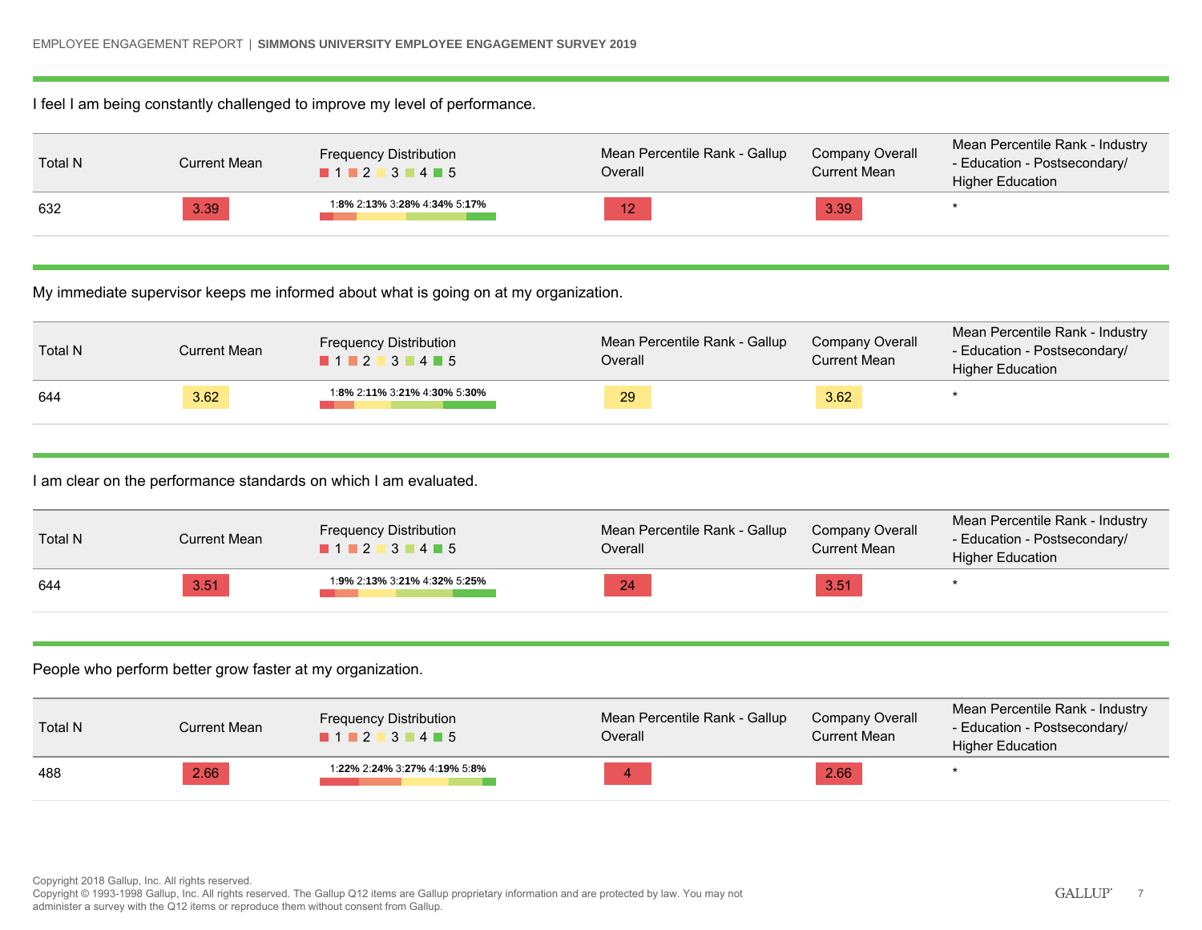I feel I am being constantly challenged to improve my level of performance.

| Total N | Current Mean | Frequency Distribution 1 2 3 4 5 | Mean Percentile Rank - Gallup Overall | Company Overall Current Mean | Mean Percentile Rank - Industry - Education - Postsecondary/ Higher Education |
|---|---|---|---|---|---|
| 632 | 3.39 | 1:8% 2:13% 3:28% 4:34% 5:17% | 12 | 3.39 | * |

My immediate supervisor keeps me informed about what is going on at my organization.

| Total N | Current Mean | Frequency Distribution 1 2 3 4 5 | Mean Percentile Rank - Gallup Overall | Company Overall Current Mean | Mean Percentile Rank - Industry - Education - Postsecondary/ Higher Education |
|---|---|---|---|---|---|
| 644 | 3.62 | 1:8% 2:11% 3:21% 4:30% 5:30% | 29 | 3.62 | * |

I am clear on the performance standards on which I am evaluated.

| Total N | Current Mean | Frequency Distribution 1 2 3 4 5 | Mean Percentile Rank - Gallup Overall | Company Overall Current Mean | Mean Percentile Rank - Industry - Education - Postsecondary/ Higher Education |
|---|---|---|---|---|---|
| 644 | 3.51 | 1:9% 2:13% 3:21% 4:32% 5:25% | 24 | 3.51 | * |

People who perform better grow faster at my organization.

| Total N | Current Mean | Frequency Distribution 1 2 3 4 5 | Mean Percentile Rank - Gallup Overall | Company Overall Current Mean | Mean Percentile Rank - Industry - Education - Postsecondary/ Higher Education |
|---|---|---|---|---|---|
| 488 | 2.66 | 1:22% 2:24% 3:27% 4:19% 5:8% | 4 | 2.66 | * |

Copyright 2018 Gallup, Inc. All rights reserved.
Copyright © 1993-1998 Gallup, Inc. All rights reserved. The Gallup Q12 items are Gallup proprietary information and are protected by law. You may not administer a survey with the Q12 items or reproduce them without consent from Gallup.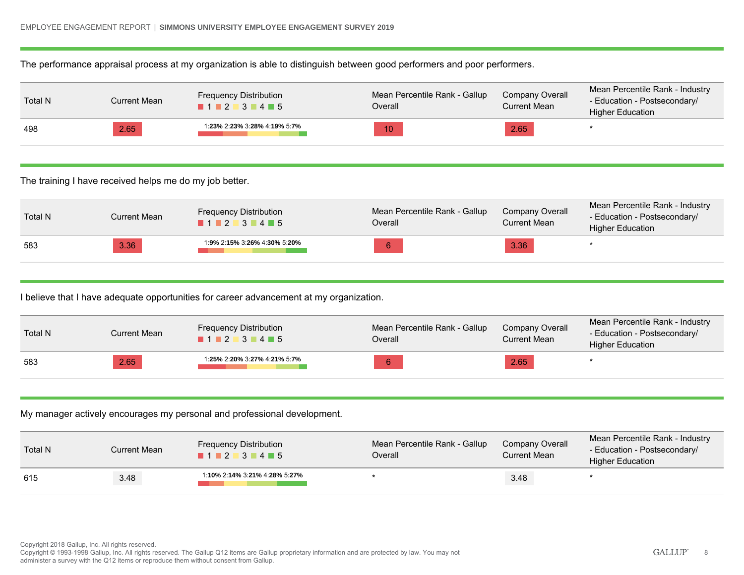The performance appraisal process at my organization is able to distinguish between good performers and poor performers.

| Total N | Current Mean | Frequency Distribution (1 2 3 4 5) | Mean Percentile Rank - Gallup Overall | Company Overall Current Mean | Mean Percentile Rank - Industry - Education - Postsecondary/ Higher Education |
|---|---|---|---|---|---|
| 498 | 2.65 | 1:23% 2:23% 3:28% 4:19% 5:7% | 10 | 2.65 | * |

The training I have received helps me do my job better.

| Total N | Current Mean | Frequency Distribution (1 2 3 4 5) | Mean Percentile Rank - Gallup Overall | Company Overall Current Mean | Mean Percentile Rank - Industry - Education - Postsecondary/ Higher Education |
|---|---|---|---|---|---|
| 583 | 3.36 | 1:9% 2:15% 3:26% 4:30% 5:20% | 6 | 3.36 | * |

I believe that I have adequate opportunities for career advancement at my organization.

| Total N | Current Mean | Frequency Distribution (1 2 3 4 5) | Mean Percentile Rank - Gallup Overall | Company Overall Current Mean | Mean Percentile Rank - Industry - Education - Postsecondary/ Higher Education |
|---|---|---|---|---|---|
| 583 | 2.65 | 1:25% 2:20% 3:27% 4:21% 5:7% | 6 | 2.65 | * |

My manager actively encourages my personal and professional development.

| Total N | Current Mean | Frequency Distribution (1 2 3 4 5) | Mean Percentile Rank - Gallup Overall | Company Overall Current Mean | Mean Percentile Rank - Industry - Education - Postsecondary/ Higher Education |
|---|---|---|---|---|---|
| 615 | 3.48 | 1:10% 2:14% 3:21% 4:28% 5:27% | * | 3.48 | * |

Copyright 2018 Gallup, Inc. All rights reserved.
Copyright © 1993-1998 Gallup, Inc. All rights reserved. The Gallup Q12 items are Gallup proprietary information and are protected by law. You may not administer a survey with the Q12 items or reproduce them without consent from Gallup.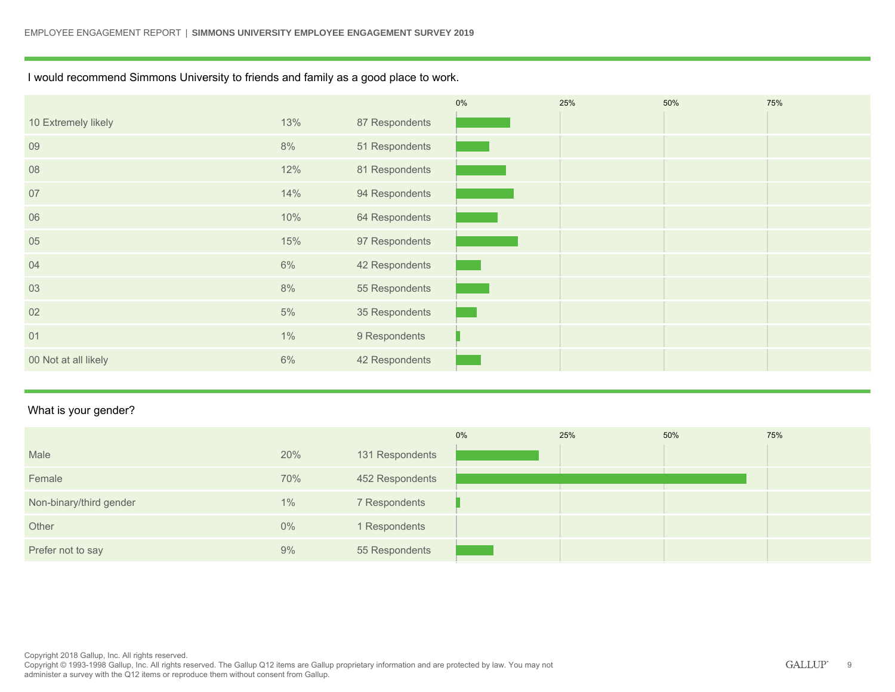I would recommend Simmons University to friends and family as a good place to work.

| | | |
|---|---|---|
| 10 Extremely likely | 13% | 87 Respondents |
| 09 | 8% | 51 Respondents |
| 08 | 12% | 81 Respondents |
| 07 | 14% | 94 Respondents |
| 06 | 10% | 64 Respondents |
| 05 | 15% | 97 Respondents |
| 04 | 6% | 42 Respondents |
| 03 | 8% | 55 Respondents |
| 02 | 5% | 35 Respondents |
| 01 | 1% | 9 Respondents |
| 00 Not at all likely | 6% | 42 Respondents |

What is your gender?

| | | |
|---|---|---|
| Male | 20% | 131 Respondents |
| Female | 70% | 452 Respondents |
| Non-binary/third gender | 1% | 7 Respondents |
| Other | 0% | 1 Respondents |
| Prefer not to say | 9% | 55 Respondents |

Copyright 2018 Gallup, Inc. All rights reserved.
Copyright © 1993-1998 Gallup, Inc. All rights reserved. The Gallup Q12 items are Gallup proprietary information and are protected by law. You may not administer a survey with the Q12 items or reproduce them without consent from Gallup.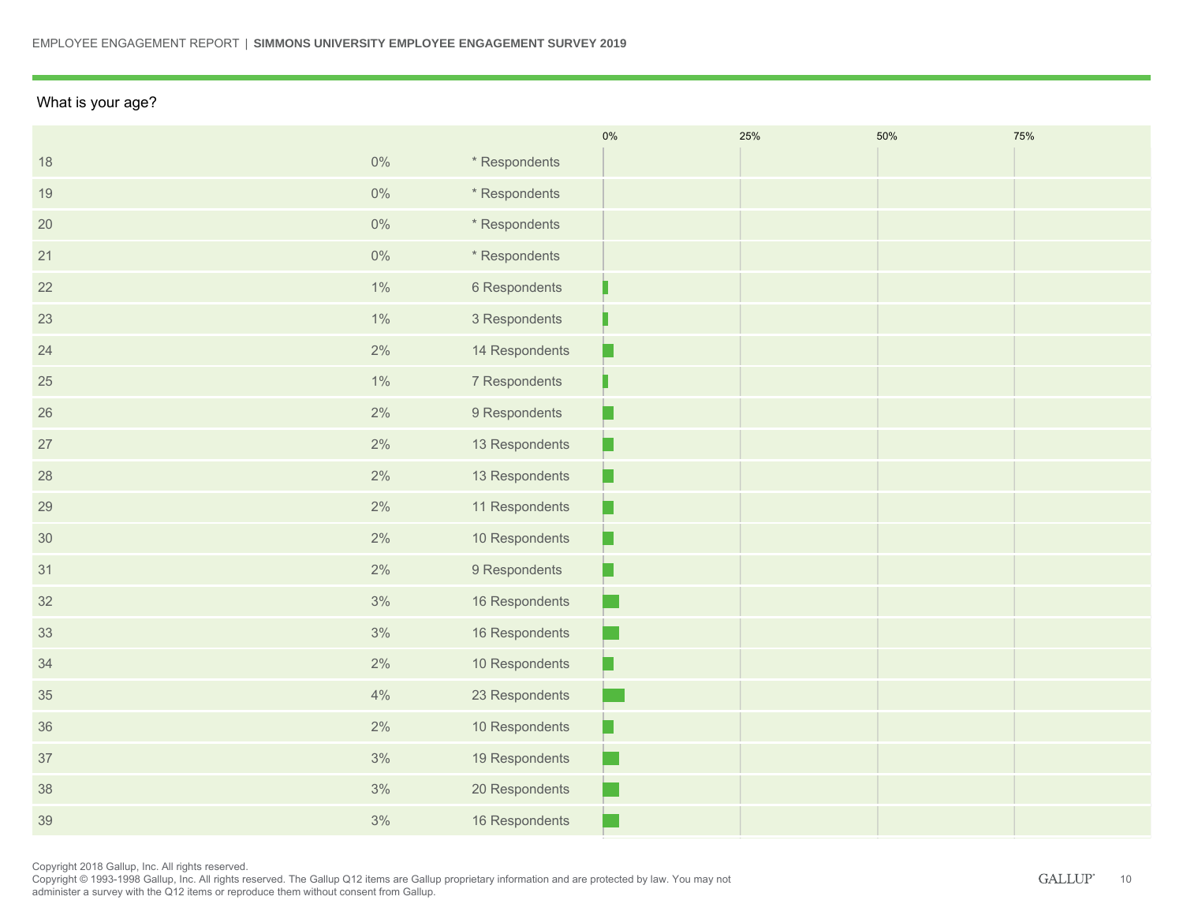What is your age?

| Age | Percent | Respondents |
|---|---|---|
| 18 | 0% | * Respondents |
| 19 | 0% | * Respondents |
| 20 | 0% | * Respondents |
| 21 | 0% | * Respondents |
| 22 | 1% | 6 Respondents |
| 23 | 1% | 3 Respondents |
| 24 | 2% | 14 Respondents |
| 25 | 1% | 7 Respondents |
| 26 | 2% | 9 Respondents |
| 27 | 2% | 13 Respondents |
| 28 | 2% | 13 Respondents |
| 29 | 2% | 11 Respondents |
| 30 | 2% | 10 Respondents |
| 31 | 2% | 9 Respondents |
| 32 | 3% | 16 Respondents |
| 33 | 3% | 16 Respondents |
| 34 | 2% | 10 Respondents |
| 35 | 4% | 23 Respondents |
| 36 | 2% | 10 Respondents |
| 37 | 3% | 19 Respondents |
| 38 | 3% | 20 Respondents |
| 39 | 3% | 16 Respondents |

Copyright 2018 Gallup, Inc. All rights reserved.
Copyright © 1993-1998 Gallup, Inc. All rights reserved. The Gallup Q12 items are Gallup proprietary information and are protected by law. You may not administer a survey with the Q12 items or reproduce them without consent from Gallup.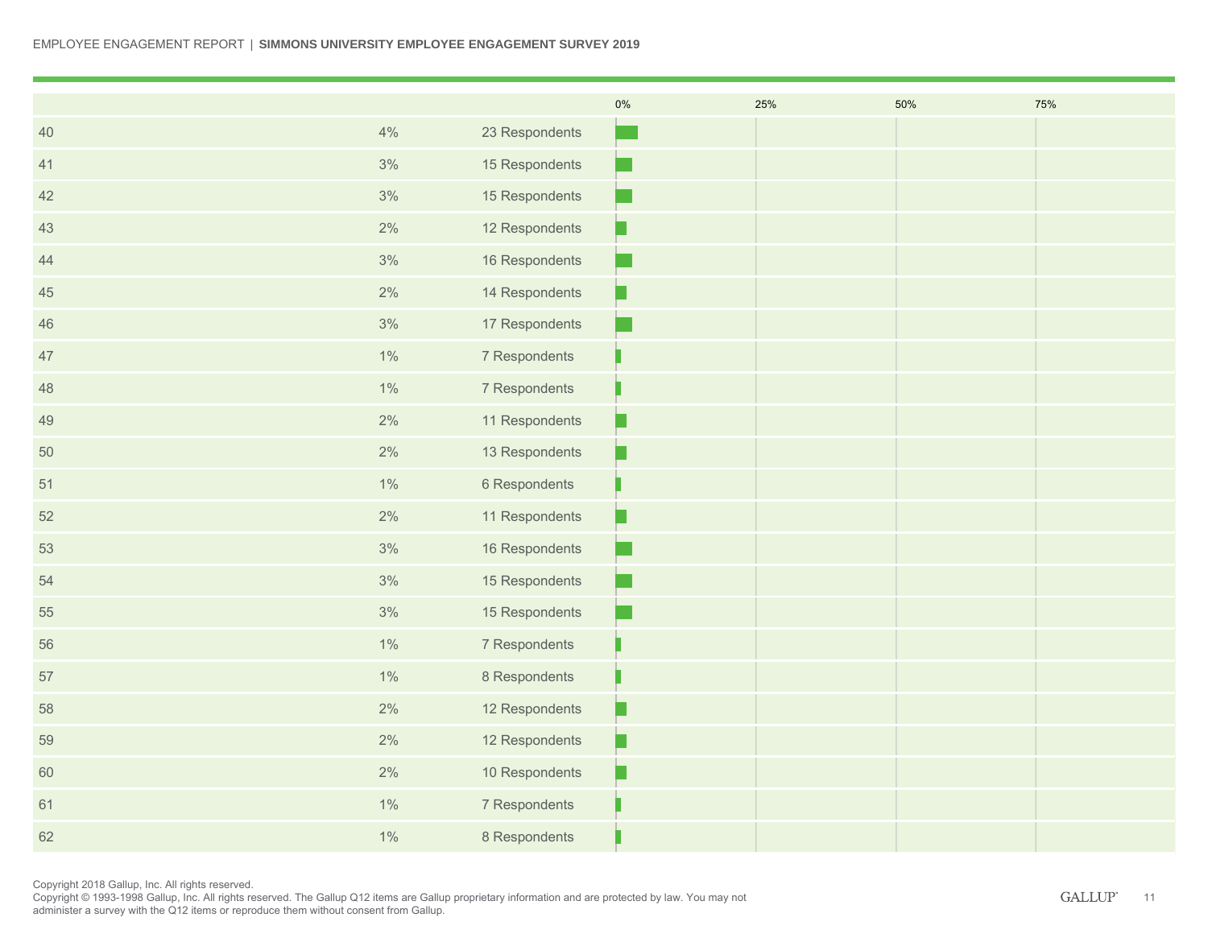| | | | 0% | 25% | 50% | 75% |
|---|---|---|---|---|---|---|
| 40 | 4% | 23 Respondents | | | | |
| 41 | 3% | 15 Respondents | | | | |
| 42 | 3% | 15 Respondents | | | | |
| 43 | 2% | 12 Respondents | | | | |
| 44 | 3% | 16 Respondents | | | | |
| 45 | 2% | 14 Respondents | | | | |
| 46 | 3% | 17 Respondents | | | | |
| 47 | 1% | 7 Respondents | | | | |
| 48 | 1% | 7 Respondents | | | | |
| 49 | 2% | 11 Respondents | | | | |
| 50 | 2% | 13 Respondents | | | | |
| 51 | 1% | 6 Respondents | | | | |
| 52 | 2% | 11 Respondents | | | | |
| 53 | 3% | 16 Respondents | | | | |
| 54 | 3% | 15 Respondents | | | | |
| 55 | 3% | 15 Respondents | | | | |
| 56 | 1% | 7 Respondents | | | | |
| 57 | 1% | 8 Respondents | | | | |
| 58 | 2% | 12 Respondents | | | | |
| 59 | 2% | 12 Respondents | | | | |
| 60 | 2% | 10 Respondents | | | | |
| 61 | 1% | 7 Respondents | | | | |
| 62 | 1% | 8 Respondents | | | | |

Copyright 2018 Gallup, Inc. All rights reserved.
Copyright © 1993-1998 Gallup, Inc. All rights reserved. The Gallup Q12 items are Gallup proprietary information and are protected by law. You may not administer a survey with the Q12 items or reproduce them without consent from Gallup.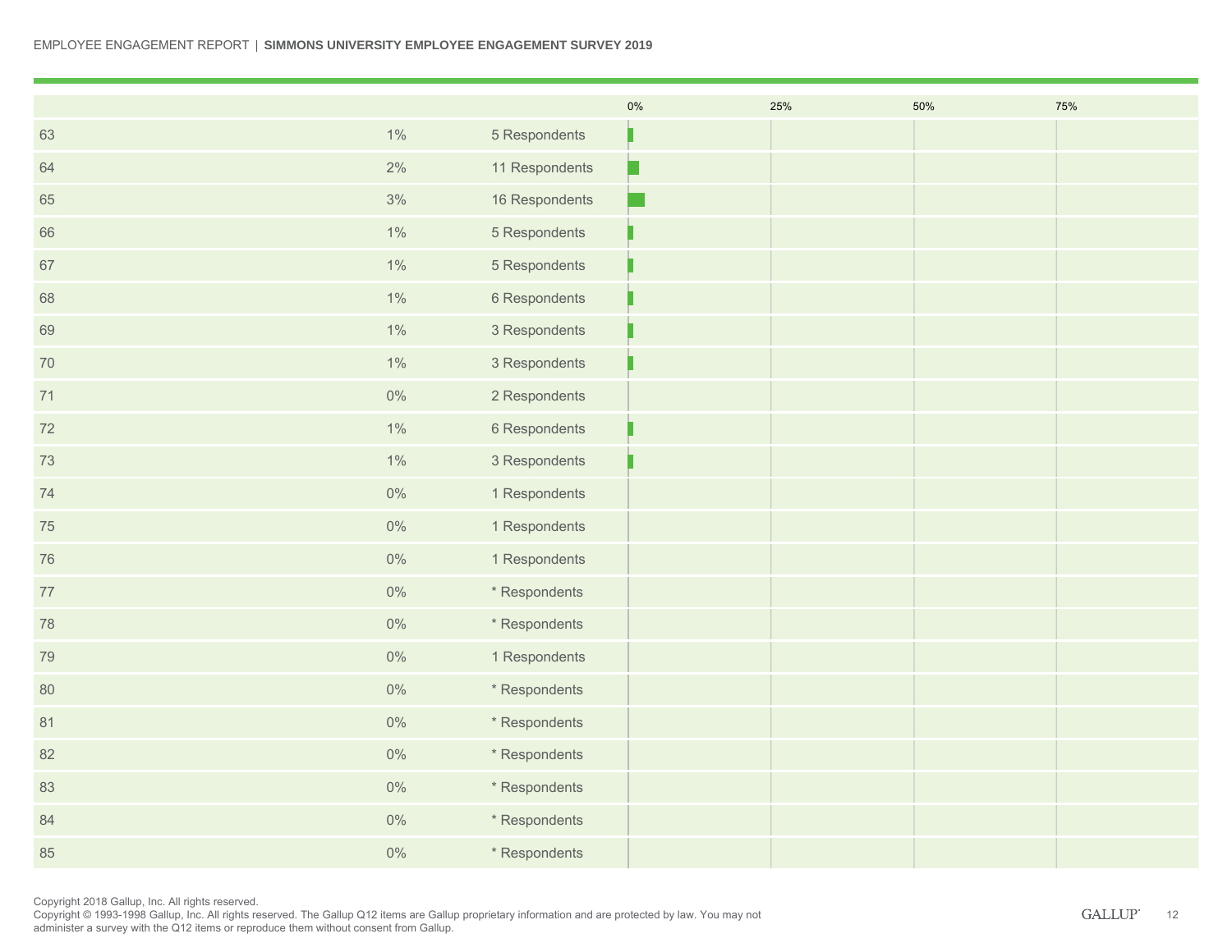| | | | 0% | 25% | 50% | 75% |
|---|---|---|---|---|---|---|
| 63 | 1% | 5 Respondents | | | | |
| 64 | 2% | 11 Respondents | | | | |
| 65 | 3% | 16 Respondents | | | | |
| 66 | 1% | 5 Respondents | | | | |
| 67 | 1% | 5 Respondents | | | | |
| 68 | 1% | 6 Respondents | | | | |
| 69 | 1% | 3 Respondents | | | | |
| 70 | 1% | 3 Respondents | | | | |
| 71 | 0% | 2 Respondents | | | | |
| 72 | 1% | 6 Respondents | | | | |
| 73 | 1% | 3 Respondents | | | | |
| 74 | 0% | 1 Respondents | | | | |
| 75 | 0% | 1 Respondents | | | | |
| 76 | 0% | 1 Respondents | | | | |
| 77 | 0% | * Respondents | | | | |
| 78 | 0% | * Respondents | | | | |
| 79 | 0% | 1 Respondents | | | | |
| 80 | 0% | * Respondents | | | | |
| 81 | 0% | * Respondents | | | | |
| 82 | 0% | * Respondents | | | | |
| 83 | 0% | * Respondents | | | | |
| 84 | 0% | * Respondents | | | | |
| 85 | 0% | * Respondents | | | | |

Copyright 2018 Gallup, Inc. All rights reserved.
Copyright © 1993-1998 Gallup, Inc. All rights reserved. The Gallup Q12 items are Gallup proprietary information and are protected by law. You may not administer a survey with the Q12 items or reproduce them without consent from Gallup.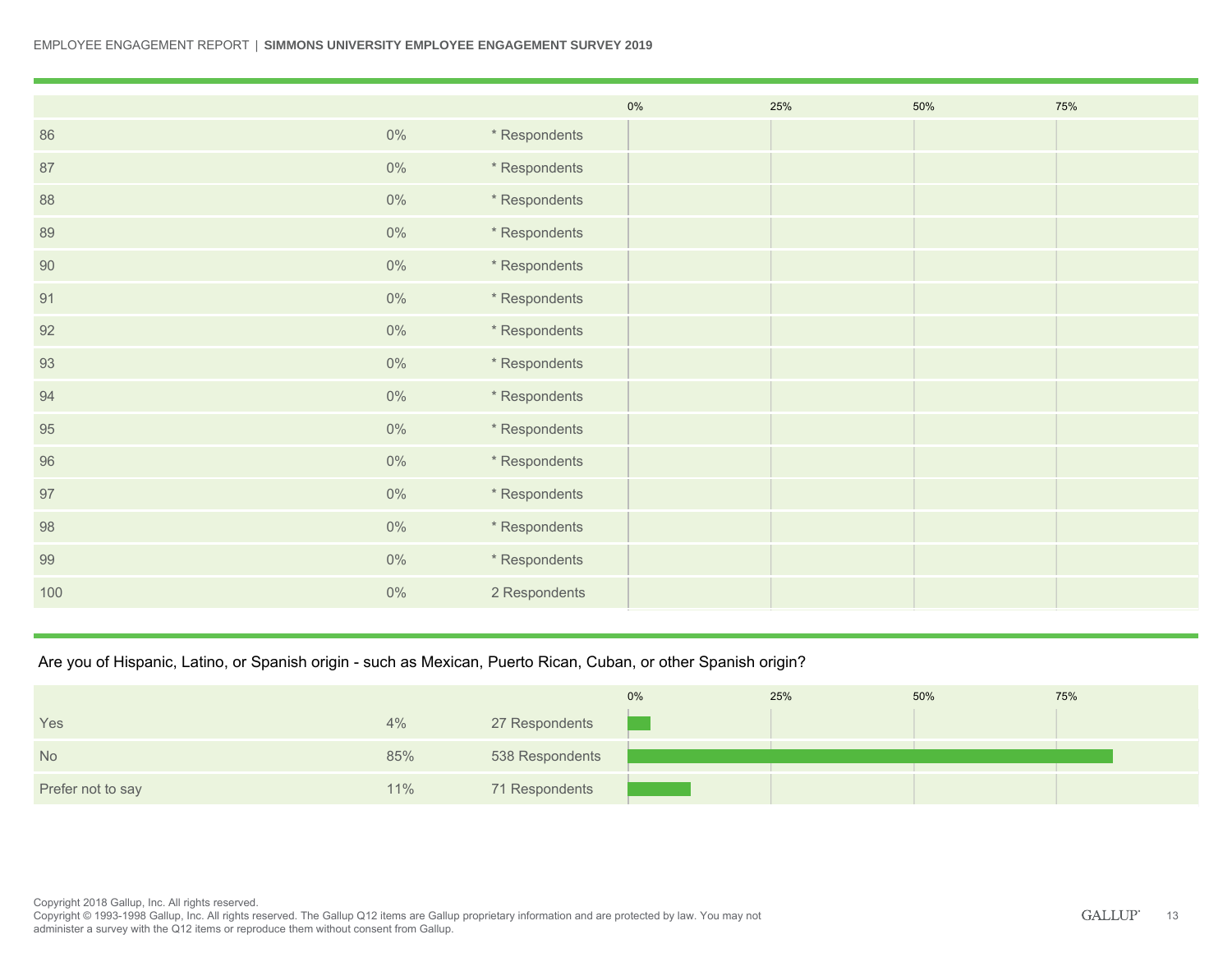| | | |
|---|---|---|
| 86 | 0% | * Respondents |
| 87 | 0% | * Respondents |
| 88 | 0% | * Respondents |
| 89 | 0% | * Respondents |
| 90 | 0% | * Respondents |
| 91 | 0% | * Respondents |
| 92 | 0% | * Respondents |
| 93 | 0% | * Respondents |
| 94 | 0% | * Respondents |
| 95 | 0% | * Respondents |
| 96 | 0% | * Respondents |
| 97 | 0% | * Respondents |
| 98 | 0% | * Respondents |
| 99 | 0% | * Respondents |
| 100 | 0% | 2 Respondents |

## Are you of Hispanic, Latino, or Spanish origin - such as Mexican, Puerto Rican, Cuban, or other Spanish origin?

| | | |
|---|---|---|
| Yes | 4% | 27 Respondents |
| No | 85% | 538 Respondents |
| Prefer not to say | 11% | 71 Respondents |

Copyright 2018 Gallup, Inc. All rights reserved.
Copyright © 1993-1998 Gallup, Inc. All rights reserved. The Gallup Q12 items are Gallup proprietary information and are protected by law. You may not administer a survey with the Q12 items or reproduce them without consent from Gallup.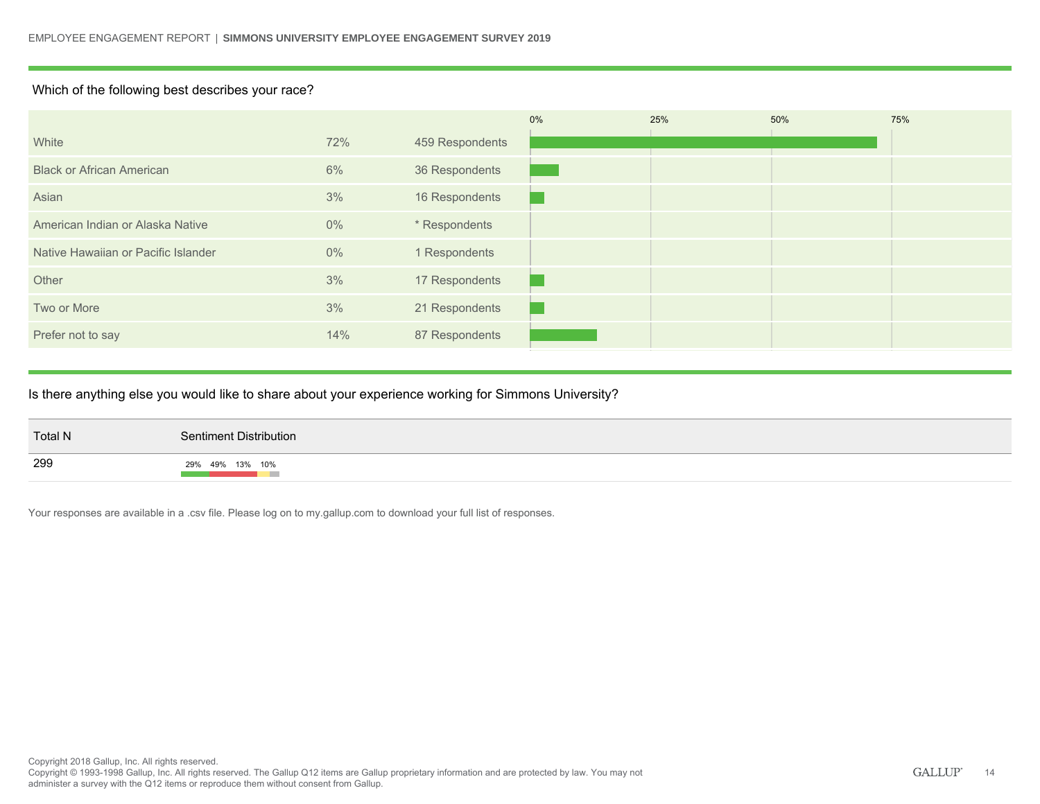Which of the following best describes your race?

| | | |
|---|---|---|
| White | 72% | 459 Respondents |
| Black or African American | 6% | 36 Respondents |
| Asian | 3% | 16 Respondents |
| American Indian or Alaska Native | 0% | * Respondents |
| Native Hawaiian or Pacific Islander | 0% | 1 Respondents |
| Other | 3% | 17 Respondents |
| Two or More | 3% | 21 Respondents |
| Prefer not to say | 14% | 87 Respondents |

Is there anything else you would like to share about your experience working for Simmons University?

| Total N | Sentiment Distribution |
|---|---|
| 299 | 29% 49% 13% 10% |

Your responses are available in a .csv file. Please log on to my.gallup.com to download your full list of responses.

Copyright 2018 Gallup, Inc. All rights reserved.
Copyright © 1993-1998 Gallup, Inc. All rights reserved. The Gallup Q12 items are Gallup proprietary information and are protected by law. You may not administer a survey with the Q12 items or reproduce them without consent from Gallup.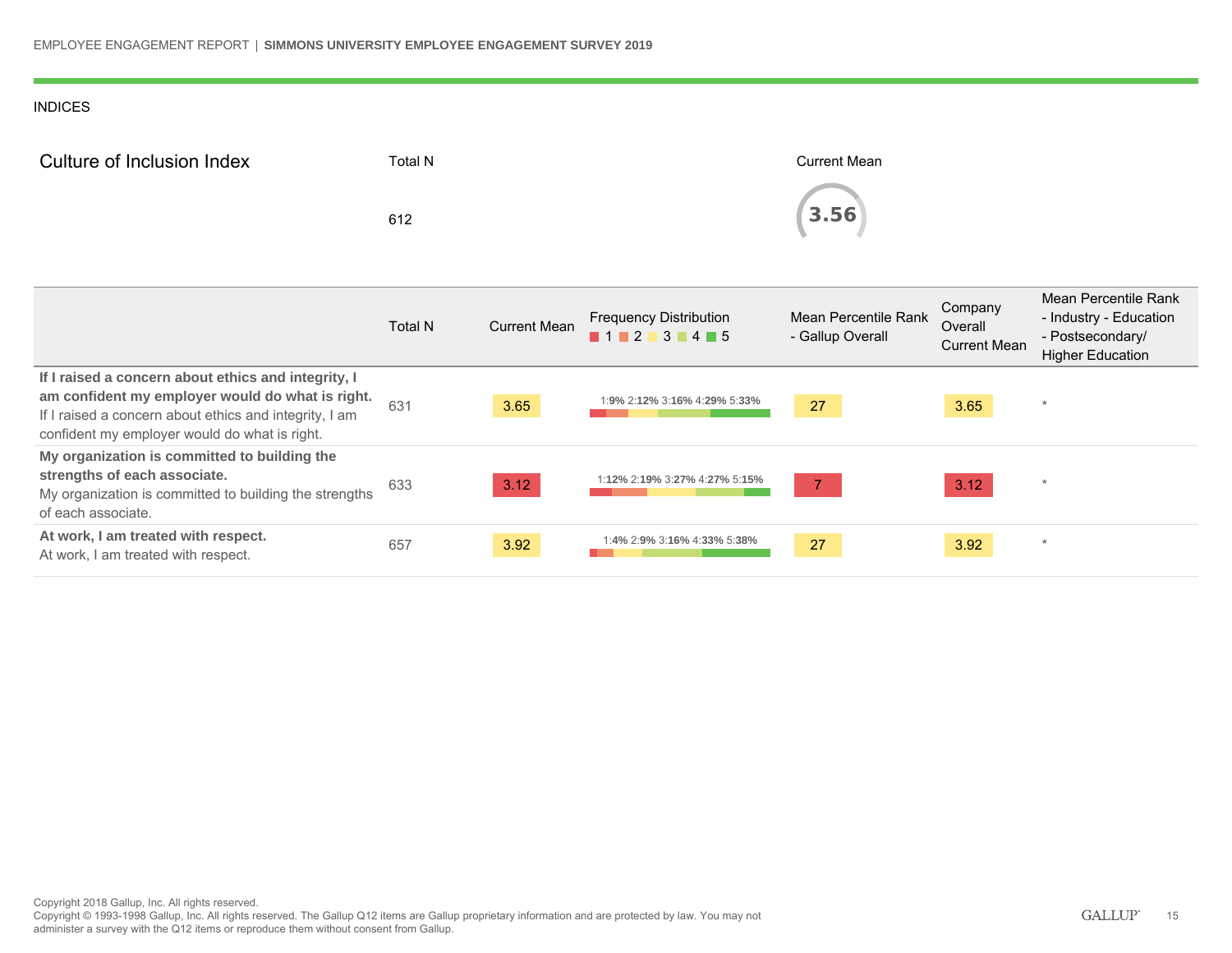INDICES

## Culture of Inclusion Index

Total N: 612

Current Mean: 3.56

| | Total N | Current Mean | Frequency Distribution (1 2 3 4 5) | Mean Percentile Rank - Gallup Overall | Company Overall Current Mean | Mean Percentile Rank - Industry - Education - Postsecondary/ Higher Education |
|---|---|---|---|---|---|---|
| **If I raised a concern about ethics and integrity, I am confident my employer would do what is right.** If I raised a concern about ethics and integrity, I am confident my employer would do what is right. | 631 | 3.65 | 1:9% 2:12% 3:16% 4:29% 5:33% | 27 | 3.65 | * |
| **My organization is committed to building the strengths of each associate.** My organization is committed to building the strengths of each associate. | 633 | 3.12 | 1:12% 2:19% 3:27% 4:27% 5:15% | 7 | 3.12 | * |
| **At work, I am treated with respect.** At work, I am treated with respect. | 657 | 3.92 | 1:4% 2:9% 3:16% 4:33% 5:38% | 27 | 3.92 | * |

Copyright 2018 Gallup, Inc. All rights reserved.
Copyright © 1993-1998 Gallup, Inc. All rights reserved. The Gallup Q12 items are Gallup proprietary information and are protected by law. You may not administer a survey with the Q12 items or reproduce them without consent from Gallup.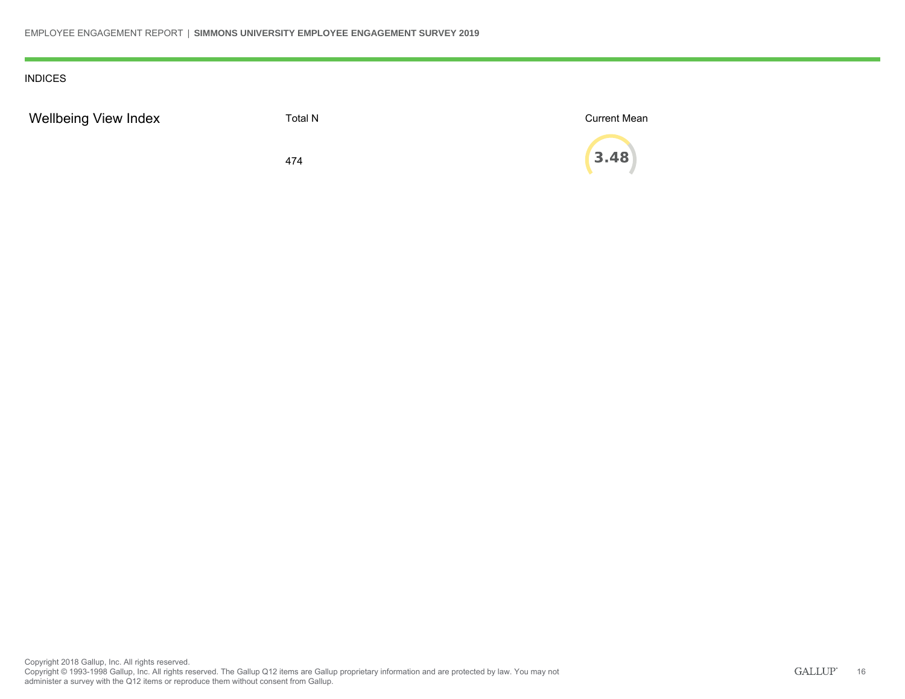INDICES

| Wellbeing View Index | Total N | Current Mean |
|---|---|---|
| | 474 | 3.48 |

Copyright 2018 Gallup, Inc. All rights reserved.
Copyright © 1993-1998 Gallup, Inc. All rights reserved. The Gallup Q12 items are Gallup proprietary information and are protected by law. You may not administer a survey with the Q12 items or reproduce them without consent from Gallup.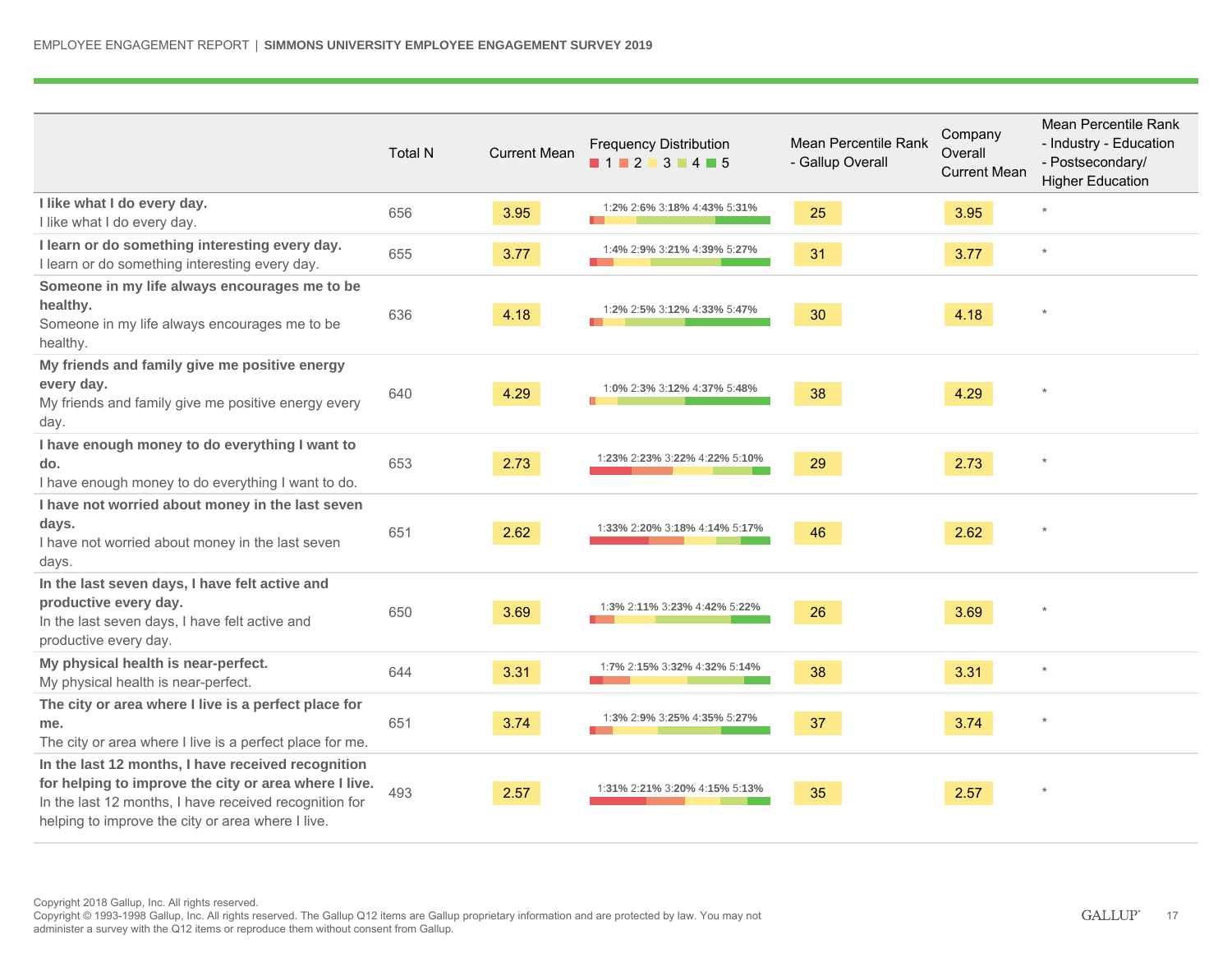| | Total N | Current Mean | Frequency Distribution 1 2 3 4 5 | Mean Percentile Rank - Gallup Overall | Company Overall Current Mean | Mean Percentile Rank - Industry - Education - Postsecondary/ Higher Education |
|---|---|---|---|---|---|---|
| **I like what I do every day.** I like what I do every day. | 656 | 3.95 | 1:2% 2:6% 3:18% 4:43% 5:31% | 25 | 3.95 | * |
| **I learn or do something interesting every day.** I learn or do something interesting every day. | 655 | 3.77 | 1:4% 2:9% 3:21% 4:39% 5:27% | 31 | 3.77 | * |
| **Someone in my life always encourages me to be healthy.** Someone in my life always encourages me to be healthy. | 636 | 4.18 | 1:2% 2:5% 3:12% 4:33% 5:47% | 30 | 4.18 | * |
| **My friends and family give me positive energy every day.** My friends and family give me positive energy every day. | 640 | 4.29 | 1:0% 2:3% 3:12% 4:37% 5:48% | 38 | 4.29 | * |
| **I have enough money to do everything I want to do.** I have enough money to do everything I want to do. | 653 | 2.73 | 1:23% 2:23% 3:22% 4:22% 5:10% | 29 | 2.73 | * |
| **I have not worried about money in the last seven days.** I have not worried about money in the last seven days. | 651 | 2.62 | 1:33% 2:20% 3:18% 4:14% 5:17% | 46 | 2.62 | * |
| **In the last seven days, I have felt active and productive every day.** In the last seven days, I have felt active and productive every day. | 650 | 3.69 | 1:3% 2:11% 3:23% 4:42% 5:22% | 26 | 3.69 | * |
| **My physical health is near-perfect.** My physical health is near-perfect. | 644 | 3.31 | 1:7% 2:15% 3:32% 4:32% 5:14% | 38 | 3.31 | * |
| **The city or area where I live is a perfect place for me.** The city or area where I live is a perfect place for me. | 651 | 3.74 | 1:3% 2:9% 3:25% 4:35% 5:27% | 37 | 3.74 | * |
| **In the last 12 months, I have received recognition for helping to improve the city or area where I live.** In the last 12 months, I have received recognition for helping to improve the city or area where I live. | 493 | 2.57 | 1:31% 2:21% 3:20% 4:15% 5:13% | 35 | 2.57 | * |

Copyright 2018 Gallup, Inc. All rights reserved.
Copyright © 1993-1998 Gallup, Inc. All rights reserved. The Gallup Q12 items are Gallup proprietary information and are protected by law. You may not administer a survey with the Q12 items or reproduce them without consent from Gallup.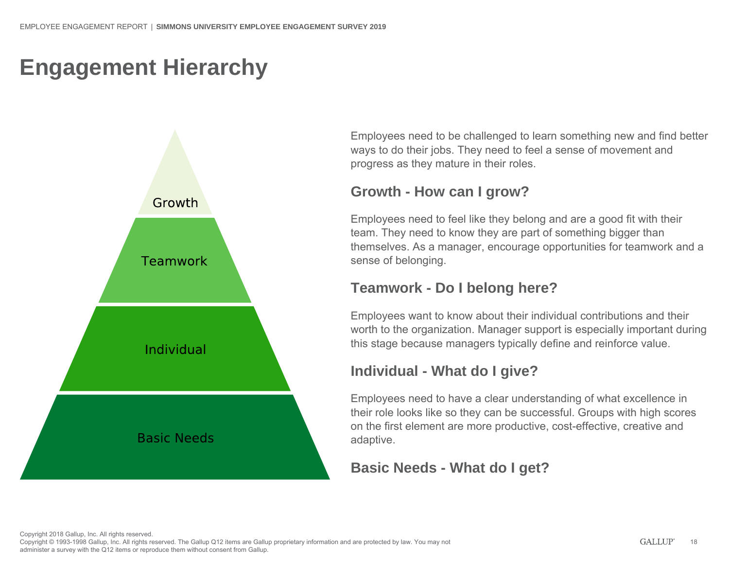# Engagement Hierarchy

Growth

Teamwork

Individual

Basic Needs

Employees need to be challenged to learn something new and find better ways to do their jobs. They need to feel a sense of movement and progress as they mature in their roles.

### Growth - How can I grow?

Employees need to feel like they belong and are a good fit with their team. They need to know they are part of something bigger than themselves. As a manager, encourage opportunities for teamwork and a sense of belonging.

### Teamwork - Do I belong here?

Employees want to know about their individual contributions and their worth to the organization. Manager support is especially important during this stage because managers typically define and reinforce value.

### Individual - What do I give?

Employees need to have a clear understanding of what excellence in their role looks like so they can be successful. Groups with high scores on the first element are more productive, cost-effective, creative and adaptive.

### Basic Needs - What do I get?

Copyright 2018 Gallup, Inc. All rights reserved.
Copyright © 1993-1998 Gallup, Inc. All rights reserved. The Gallup Q12 items are Gallup proprietary information and are protected by law. You may not administer a survey with the Q12 items or reproduce them without consent from Gallup.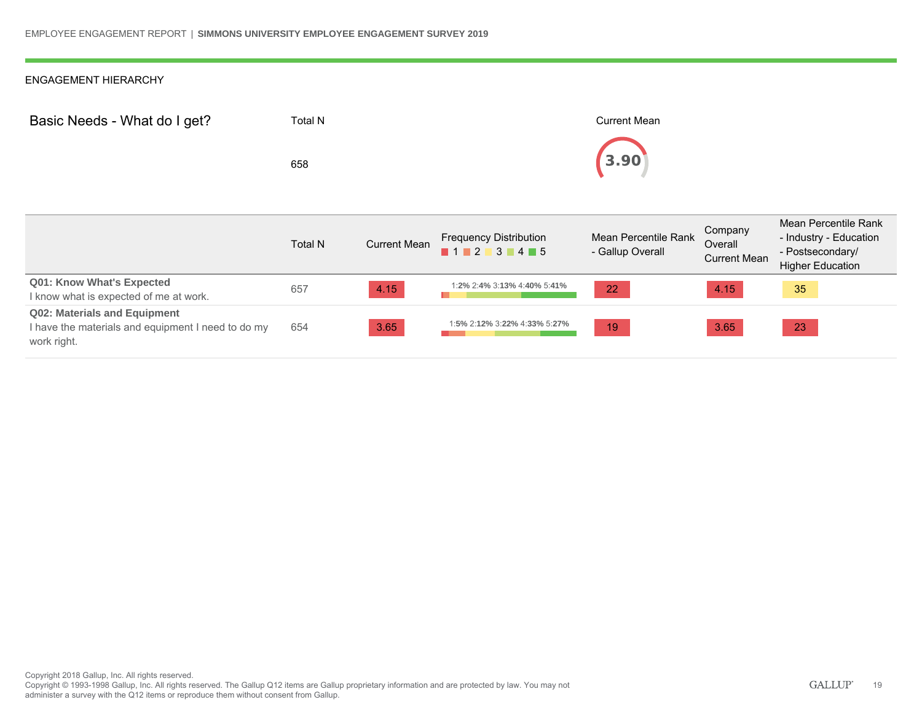## ENGAGEMENT HIERARCHY

### Basic Needs - What do I get?

| Total N | Current Mean |
|---|---|
| 658 | 3.90 |

| | Total N | Current Mean | Frequency Distribution (1 / 2 / 3 / 4 / 5) | Mean Percentile Rank - Gallup Overall | Company Overall Current Mean | Mean Percentile Rank - Industry - Education - Postsecondary/ Higher Education |
|---|---|---|---|---|---|---|
| **Q01: Know What's Expected** I know what is expected of me at work. | 657 | 4.15 | 1:2% 2:4% 3:13% 4:40% 5:41% | 22 | 4.15 | 35 |
| **Q02: Materials and Equipment** I have the materials and equipment I need to do my work right. | 654 | 3.65 | 1:5% 2:12% 3:22% 4:33% 5:27% | 19 | 3.65 | 23 |

Copyright 2018 Gallup, Inc. All rights reserved.
Copyright © 1993-1998 Gallup, Inc. All rights reserved. The Gallup Q12 items are Gallup proprietary information and are protected by law. You may not administer a survey with the Q12 items or reproduce them without consent from Gallup.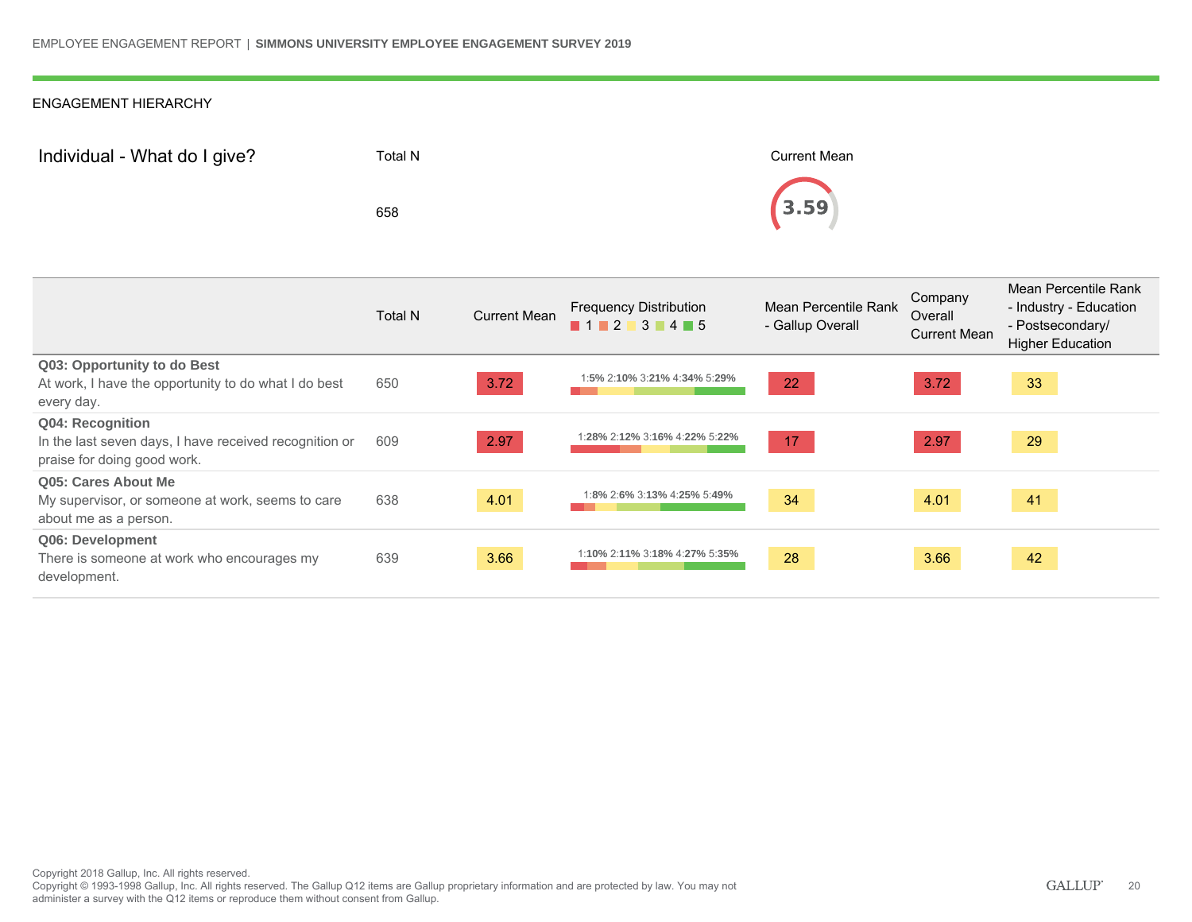ENGAGEMENT HIERARCHY

## Individual - What do I give?

Total N: 658

Current Mean: 3.59

| | Total N | Current Mean | Frequency Distribution (1 2 3 4 5) | Mean Percentile Rank - Gallup Overall | Company Overall Current Mean | Mean Percentile Rank - Industry - Education - Postsecondary/ Higher Education |
|---|---|---|---|---|---|---|
| **Q03: Opportunity to do Best**<br>At work, I have the opportunity to do what I do best every day. | 650 | 3.72 | 1:**5%** 2:**10%** 3:**21%** 4:**34%** 5:**29%** | 22 | 3.72 | 33 |
| **Q04: Recognition**<br>In the last seven days, I have received recognition or praise for doing good work. | 609 | 2.97 | 1:**28%** 2:**12%** 3:**16%** 4:**22%** 5:**22%** | 17 | 2.97 | 29 |
| **Q05: Cares About Me**<br>My supervisor, or someone at work, seems to care about me as a person. | 638 | 4.01 | 1:**8%** 2:**6%** 3:**13%** 4:**25%** 5:**49%** | 34 | 4.01 | 41 |
| **Q06: Development**<br>There is someone at work who encourages my development. | 639 | 3.66 | 1:**10%** 2:**11%** 3:**18%** 4:**27%** 5:**35%** | 28 | 3.66 | 42 |

Copyright 2018 Gallup, Inc. All rights reserved.
Copyright © 1993-1998 Gallup, Inc. All rights reserved. The Gallup Q12 items are Gallup proprietary information and are protected by law. You may not administer a survey with the Q12 items or reproduce them without consent from Gallup.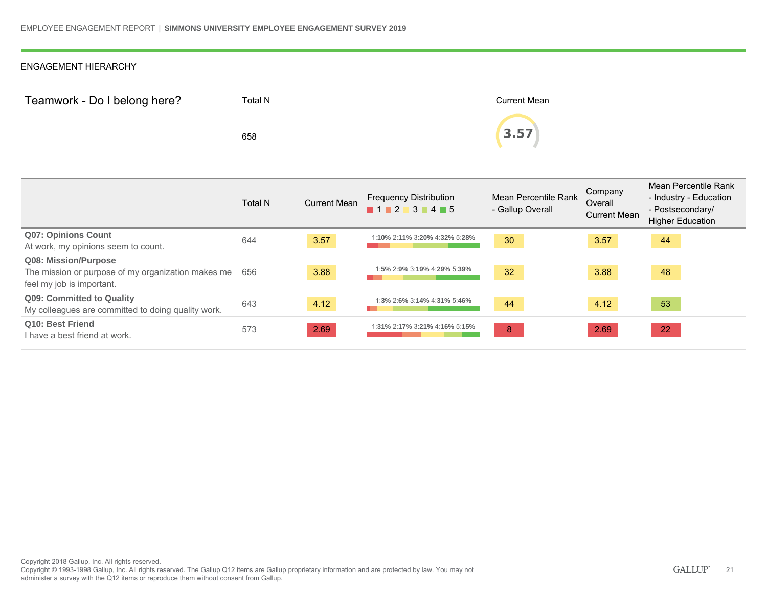ENGAGEMENT HIERARCHY

## Teamwork - Do I belong here?

Total N

658

Current Mean

3.57

| | Total N | Current Mean | Frequency Distribution (1 2 3 4 5) | Mean Percentile Rank - Gallup Overall | Company Overall Current Mean | Mean Percentile Rank - Industry - Education - Postsecondary/ Higher Education |
|---|---|---|---|---|---|---|
| **Q07: Opinions Count** At work, my opinions seem to count. | 644 | 3.57 | 1:**10%** 2:**11%** 3:**20%** 4:**32%** 5:**28%** | 30 | 3.57 | 44 |
| **Q08: Mission/Purpose** The mission or purpose of my organization makes me feel my job is important. | 656 | 3.88 | 1:**5%** 2:**9%** 3:**19%** 4:**29%** 5:**39%** | 32 | 3.88 | 48 |
| **Q09: Committed to Quality** My colleagues are committed to doing quality work. | 643 | 4.12 | 1:**3%** 2:**6%** 3:**14%** 4:**31%** 5:**46%** | 44 | 4.12 | 53 |
| **Q10: Best Friend** I have a best friend at work. | 573 | 2.69 | 1:**31%** 2:**17%** 3:**21%** 4:**16%** 5:**15%** | 8 | 2.69 | 22 |

Copyright 2018 Gallup, Inc. All rights reserved.
Copyright © 1993-1998 Gallup, Inc. All rights reserved. The Gallup Q12 items are Gallup proprietary information and are protected by law. You may not administer a survey with the Q12 items or reproduce them without consent from Gallup.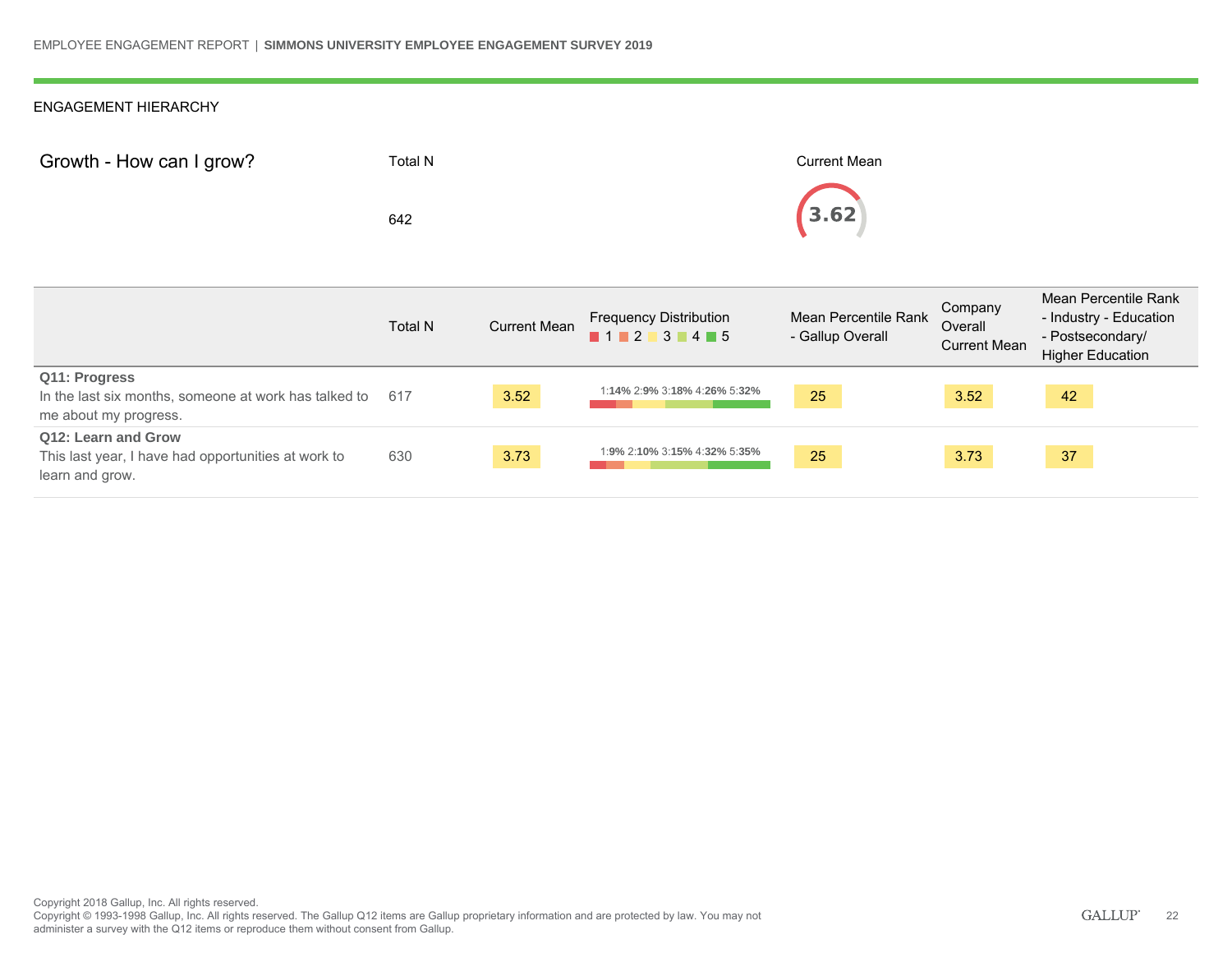ENGAGEMENT HIERARCHY

## Growth - How can I grow?

Total N

642

Current Mean

3.62

| | Total N | Current Mean | Frequency Distribution (1 / 2 / 3 / 4 / 5) | Mean Percentile Rank - Gallup Overall | Company Overall Current Mean | Mean Percentile Rank - Industry - Education - Postsecondary/ Higher Education |
|---|---|---|---|---|---|---|
| **Q11: Progress** In the last six months, someone at work has talked to me about my progress. | 617 | 3.52 | 1:**14%** 2:**9%** 3:**18%** 4:**26%** 5:**32%** | 25 | 3.52 | 42 |
| **Q12: Learn and Grow** This last year, I have had opportunities at work to learn and grow. | 630 | 3.73 | 1:**9%** 2:**10%** 3:**15%** 4:**32%** 5:**35%** | 25 | 3.73 | 37 |

Copyright 2018 Gallup, Inc. All rights reserved.
Copyright © 1993-1998 Gallup, Inc. All rights reserved. The Gallup Q12 items are Gallup proprietary information and are protected by law. You may not administer a survey with the Q12 items or reproduce them without consent from Gallup.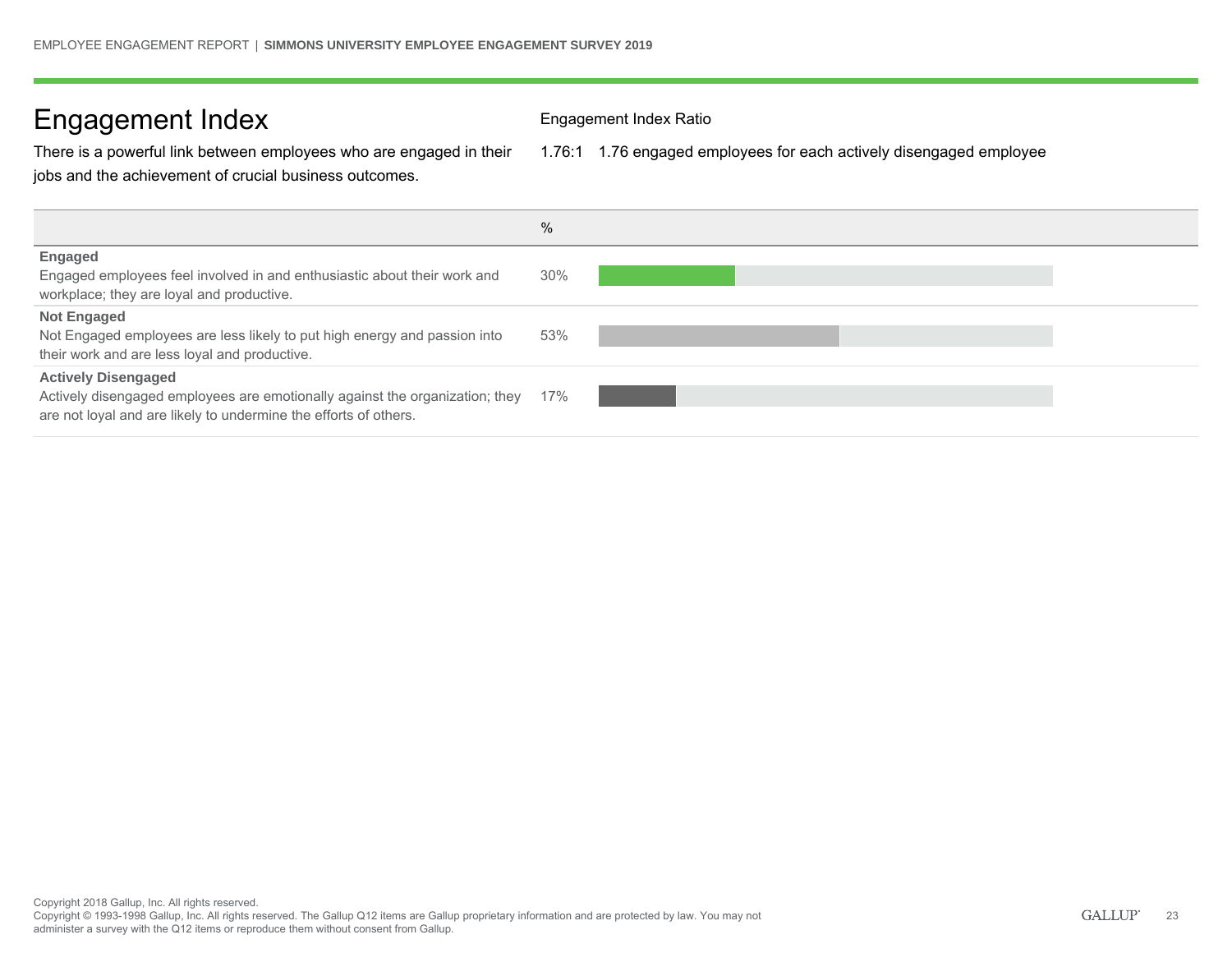# Engagement Index

There is a powerful link between employees who are engaged in their jobs and the achievement of crucial business outcomes.

**Engagement Index Ratio**

1.76:1 1.76 engaged employees for each actively disengaged employee

| | % |
|---|---|
| **Engaged**<br>Engaged employees feel involved in and enthusiastic about their work and workplace; they are loyal and productive. | 30% |
| **Not Engaged**<br>Not Engaged employees are less likely to put high energy and passion into their work and are less loyal and productive. | 53% |
| **Actively Disengaged**<br>Actively disengaged employees are emotionally against the organization; they are not loyal and are likely to undermine the efforts of others. | 17% |

Copyright 2018 Gallup, Inc. All rights reserved.
Copyright © 1993-1998 Gallup, Inc. All rights reserved. The Gallup Q12 items are Gallup proprietary information and are protected by law. You may not administer a survey with the Q12 items or reproduce them without consent from Gallup.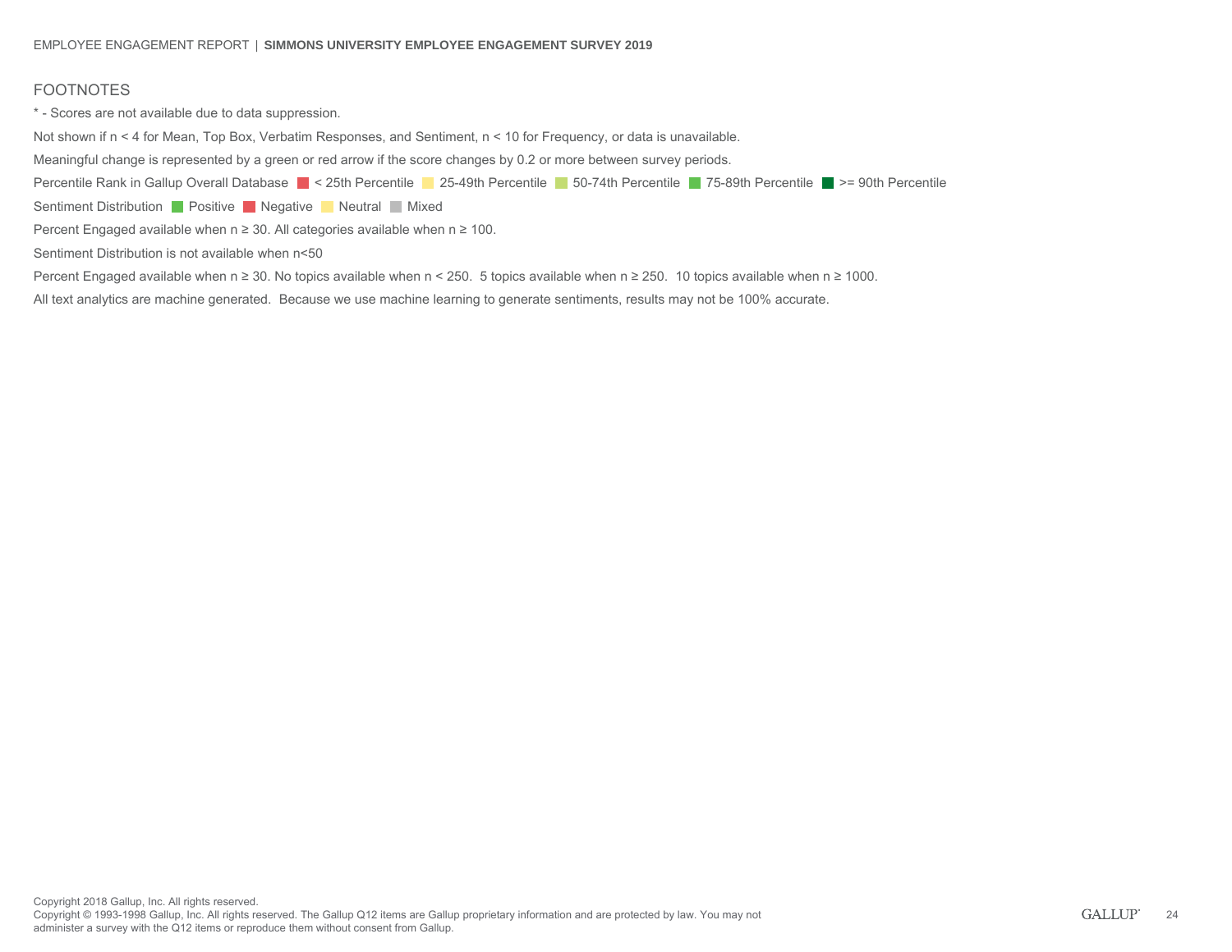## FOOTNOTES

* - Scores are not available due to data suppression.

Not shown if n < 4 for Mean, Top Box, Verbatim Responses, and Sentiment, n < 10 for Frequency, or data is unavailable.

Meaningful change is represented by a green or red arrow if the score changes by 0.2 or more between survey periods.

Percentile Rank in Gallup Overall Database  < 25th Percentile  25-49th Percentile  50-74th Percentile  75-89th Percentile  >= 90th Percentile

Sentiment Distribution  Positive  Negative  Neutral  Mixed

Percent Engaged available when n ≥ 30. All categories available when n ≥ 100.

Sentiment Distribution is not available when n<50

Percent Engaged available when n ≥ 30. No topics available when n < 250. 5 topics available when n ≥ 250. 10 topics available when n ≥ 1000.

All text analytics are machine generated. Because we use machine learning to generate sentiments, results may not be 100% accurate.

Copyright 2018 Gallup, Inc. All rights reserved.
Copyright © 1993-1998 Gallup, Inc. All rights reserved. The Gallup Q12 items are Gallup proprietary information and are protected by law. You may not administer a survey with the Q12 items or reproduce them without consent from Gallup.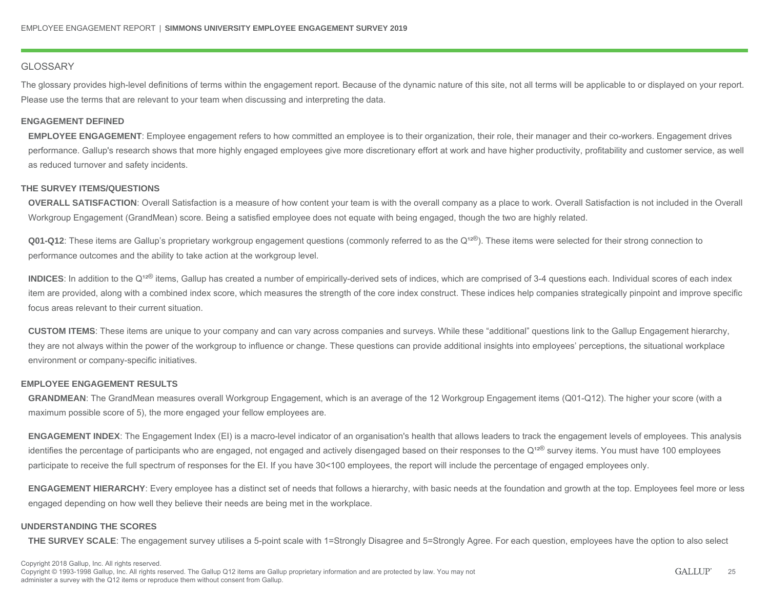## GLOSSARY

The glossary provides high-level definitions of terms within the engagement report. Because of the dynamic nature of this site, not all terms will be applicable to or displayed on your report. Please use the terms that are relevant to your team when discussing and interpreting the data.

### ENGAGEMENT DEFINED

**EMPLOYEE ENGAGEMENT**: Employee engagement refers to how committed an employee is to their organization, their role, their manager and their co-workers. Engagement drives performance. Gallup's research shows that more highly engaged employees give more discretionary effort at work and have higher productivity, profitability and customer service, as well as reduced turnover and safety incidents.

### THE SURVEY ITEMS/QUESTIONS

**OVERALL SATISFACTION**: Overall Satisfaction is a measure of how content your team is with the overall company as a place to work. Overall Satisfaction is not included in the Overall Workgroup Engagement (GrandMean) score. Being a satisfied employee does not equate with being engaged, though the two are highly related.

**Q01-Q12**: These items are Gallup's proprietary workgroup engagement questions (commonly referred to as the Q¹²®). These items were selected for their strong connection to performance outcomes and the ability to take action at the workgroup level.

**INDICES**: In addition to the Q¹²® items, Gallup has created a number of empirically-derived sets of indices, which are comprised of 3-4 questions each. Individual scores of each index item are provided, along with a combined index score, which measures the strength of the core index construct. These indices help companies strategically pinpoint and improve specific focus areas relevant to their current situation.

**CUSTOM ITEMS**: These items are unique to your company and can vary across companies and surveys. While these "additional" questions link to the Gallup Engagement hierarchy, they are not always within the power of the workgroup to influence or change. These questions can provide additional insights into employees' perceptions, the situational workplace environment or company-specific initiatives.

### EMPLOYEE ENGAGEMENT RESULTS

**GRANDMEAN**: The GrandMean measures overall Workgroup Engagement, which is an average of the 12 Workgroup Engagement items (Q01-Q12). The higher your score (with a maximum possible score of 5), the more engaged your fellow employees are.

**ENGAGEMENT INDEX**: The Engagement Index (EI) is a macro-level indicator of an organisation's health that allows leaders to track the engagement levels of employees. This analysis identifies the percentage of participants who are engaged, not engaged and actively disengaged based on their responses to the Q¹²® survey items. You must have 100 employees participate to receive the full spectrum of responses for the EI. If you have 30<100 employees, the report will include the percentage of engaged employees only.

**ENGAGEMENT HIERARCHY**: Every employee has a distinct set of needs that follows a hierarchy, with basic needs at the foundation and growth at the top. Employees feel more or less engaged depending on how well they believe their needs are being met in the workplace.

### UNDERSTANDING THE SCORES

**THE SURVEY SCALE**: The engagement survey utilises a 5-point scale with 1=Strongly Disagree and 5=Strongly Agree. For each question, employees have the option to also select

Copyright 2018 Gallup, Inc. All rights reserved.
Copyright © 1993-1998 Gallup, Inc. All rights reserved. The Gallup Q12 items are Gallup proprietary information and are protected by law. You may not administer a survey with the Q12 items or reproduce them without consent from Gallup.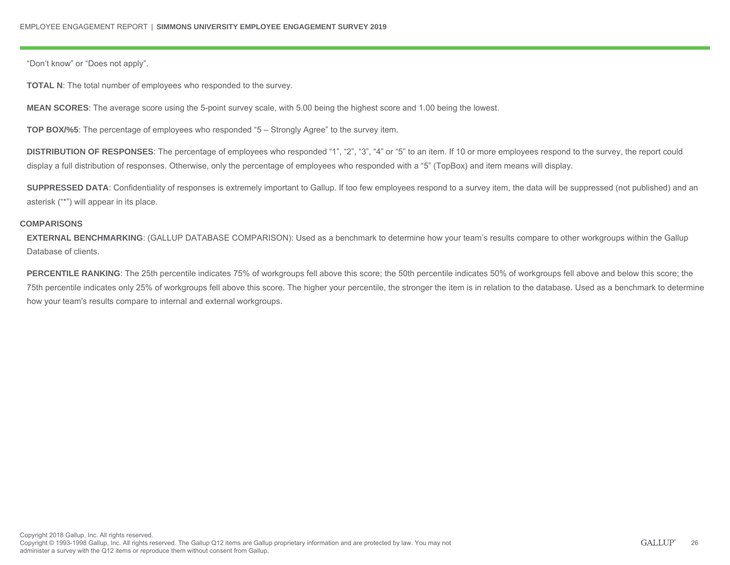"Don't know" or "Does not apply".

**TOTAL N**: The total number of employees who responded to the survey.

**MEAN SCORES**: The average score using the 5-point survey scale, with 5.00 being the highest score and 1.00 being the lowest.

**TOP BOX/%5**: The percentage of employees who responded "5 – Strongly Agree" to the survey item.

**DISTRIBUTION OF RESPONSES**: The percentage of employees who responded "1", "2", "3", "4" or "5" to an item. If 10 or more employees respond to the survey, the report could display a full distribution of responses. Otherwise, only the percentage of employees who responded with a "5" (TopBox) and item means will display.

**SUPPRESSED DATA**: Confidentiality of responses is extremely important to Gallup. If too few employees respond to a survey item, the data will be suppressed (not published) and an asterisk ("*") will appear in its place.

## COMPARISONS

**EXTERNAL BENCHMARKING**: (GALLUP DATABASE COMPARISON): Used as a benchmark to determine how your team's results compare to other workgroups within the Gallup Database of clients.

**PERCENTILE RANKING**: The 25th percentile indicates 75% of workgroups fell above this score; the 50th percentile indicates 50% of workgroups fell above and below this score; the 75th percentile indicates only 25% of workgroups fell above this score. The higher your percentile, the stronger the item is in relation to the database. Used as a benchmark to determine how your team's results compare to internal and external workgroups.

Copyright 2018 Gallup, Inc. All rights reserved.
Copyright © 1993-1998 Gallup, Inc. All rights reserved. The Gallup Q12 items are Gallup proprietary information and are protected by law. You may not administer a survey with the Q12 items or reproduce them without consent from Gallup.